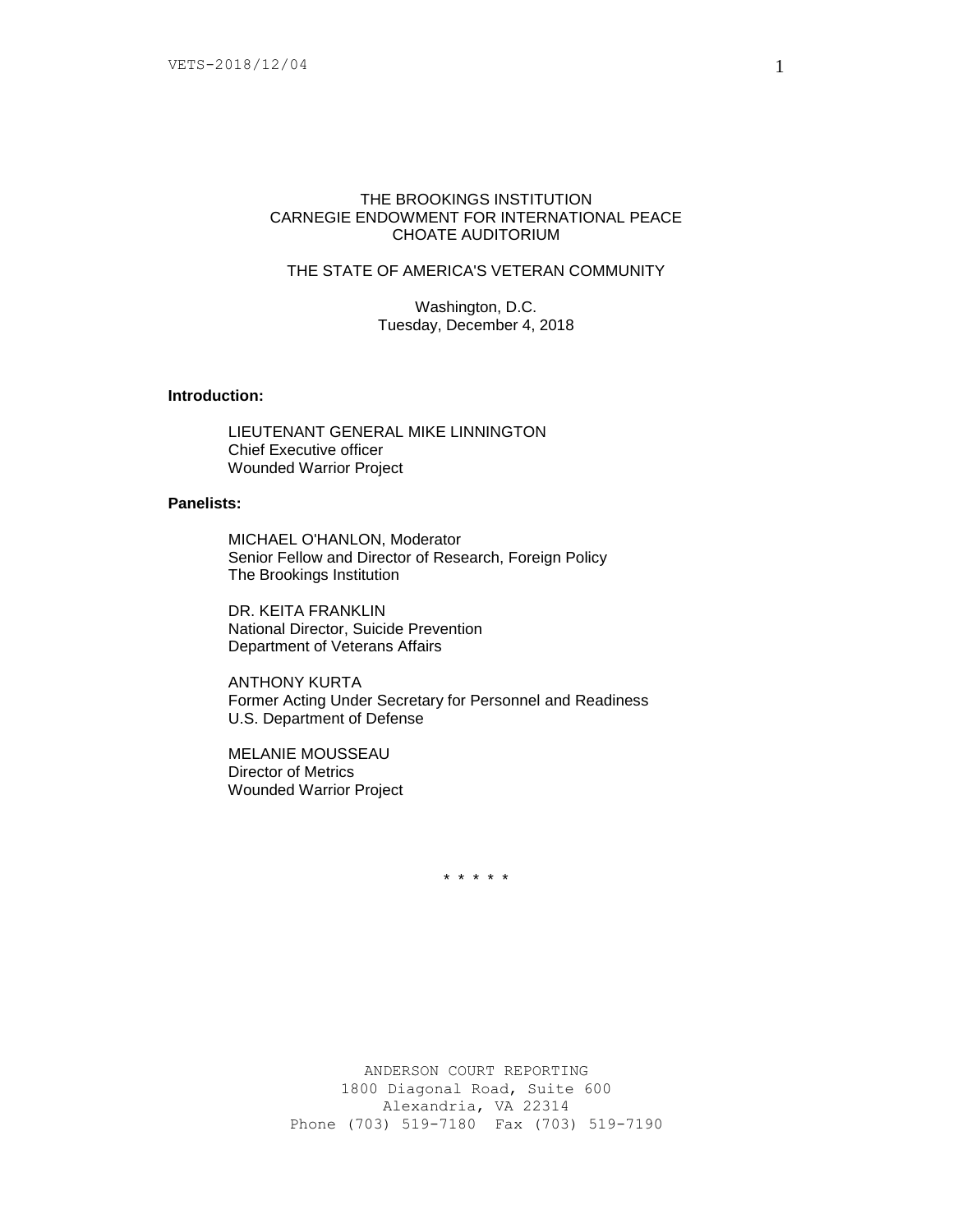THE BROOKINGS INSTITUTION
CARNEGIE ENDOWMENT FOR INTERNATIONAL PEACE
CHOATE AUDITORIUM

# THE STATE OF AMERICA'S VETERAN COMMUNITY

Washington, D.C.
Tuesday, December 4, 2018

**Introduction:**

LIEUTENANT GENERAL MIKE LINNINGTON
Chief Executive officer
Wounded Warrior Project

**Panelists:**

MICHAEL O'HANLON, Moderator
Senior Fellow and Director of Research, Foreign Policy
The Brookings Institution

DR. KEITA FRANKLIN
National Director, Suicide Prevention
Department of Veterans Affairs

ANTHONY KURTA
Former Acting Under Secretary for Personnel and Readiness
U.S. Department of Defense

MELANIE MOUSSEAU
Director of Metrics
Wounded Warrior Project

\* \* \* \* \*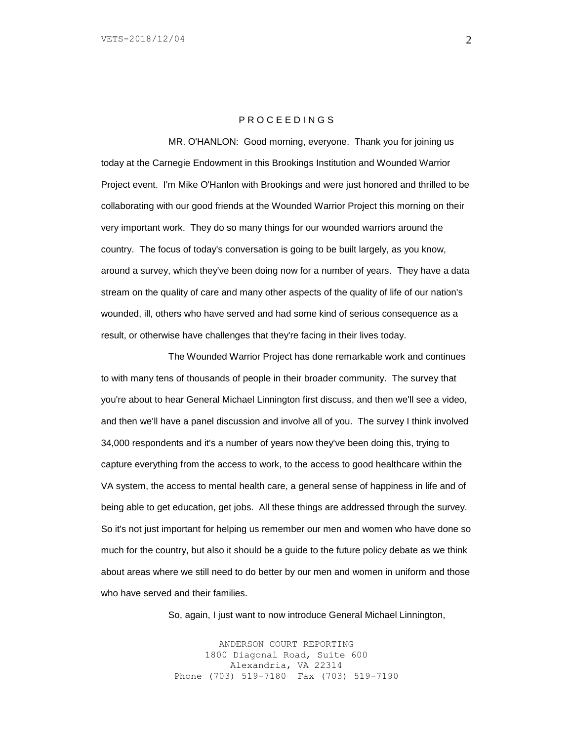P R O C E E D I N G S

MR. O'HANLON: Good morning, everyone. Thank you for joining us today at the Carnegie Endowment in this Brookings Institution and Wounded Warrior Project event. I'm Mike O'Hanlon with Brookings and were just honored and thrilled to be collaborating with our good friends at the Wounded Warrior Project this morning on their very important work. They do so many things for our wounded warriors around the country. The focus of today's conversation is going to be built largely, as you know, around a survey, which they've been doing now for a number of years. They have a data stream on the quality of care and many other aspects of the quality of life of our nation's wounded, ill, others who have served and had some kind of serious consequence as a result, or otherwise have challenges that they're facing in their lives today.

The Wounded Warrior Project has done remarkable work and continues to with many tens of thousands of people in their broader community. The survey that you're about to hear General Michael Linnington first discuss, and then we'll see a video, and then we'll have a panel discussion and involve all of you. The survey I think involved 34,000 respondents and it's a number of years now they've been doing this, trying to capture everything from the access to work, to the access to good healthcare within the VA system, the access to mental health care, a general sense of happiness in life and of being able to get education, get jobs. All these things are addressed through the survey. So it's not just important for helping us remember our men and women who have done so much for the country, but also it should be a guide to the future policy debate as we think about areas where we still need to do better by our men and women in uniform and those who have served and their families.

So, again, I just want to now introduce General Michael Linnington,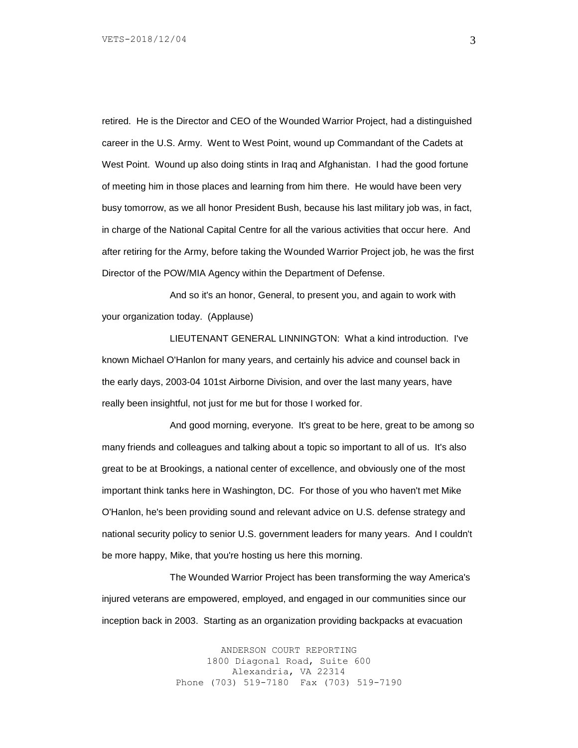retired. He is the Director and CEO of the Wounded Warrior Project, had a distinguished career in the U.S. Army. Went to West Point, wound up Commandant of the Cadets at West Point. Wound up also doing stints in Iraq and Afghanistan. I had the good fortune of meeting him in those places and learning from him there. He would have been very busy tomorrow, as we all honor President Bush, because his last military job was, in fact, in charge of the National Capital Centre for all the various activities that occur here. And after retiring for the Army, before taking the Wounded Warrior Project job, he was the first Director of the POW/MIA Agency within the Department of Defense.

And so it's an honor, General, to present you, and again to work with your organization today. (Applause)

LIEUTENANT GENERAL LINNINGTON: What a kind introduction. I've known Michael O'Hanlon for many years, and certainly his advice and counsel back in the early days, 2003-04 101st Airborne Division, and over the last many years, have really been insightful, not just for me but for those I worked for.

And good morning, everyone. It's great to be here, great to be among so many friends and colleagues and talking about a topic so important to all of us. It's also great to be at Brookings, a national center of excellence, and obviously one of the most important think tanks here in Washington, DC. For those of you who haven't met Mike O'Hanlon, he's been providing sound and relevant advice on U.S. defense strategy and national security policy to senior U.S. government leaders for many years. And I couldn't be more happy, Mike, that you're hosting us here this morning.

The Wounded Warrior Project has been transforming the way America's injured veterans are empowered, employed, and engaged in our communities since our inception back in 2003. Starting as an organization providing backpacks at evacuation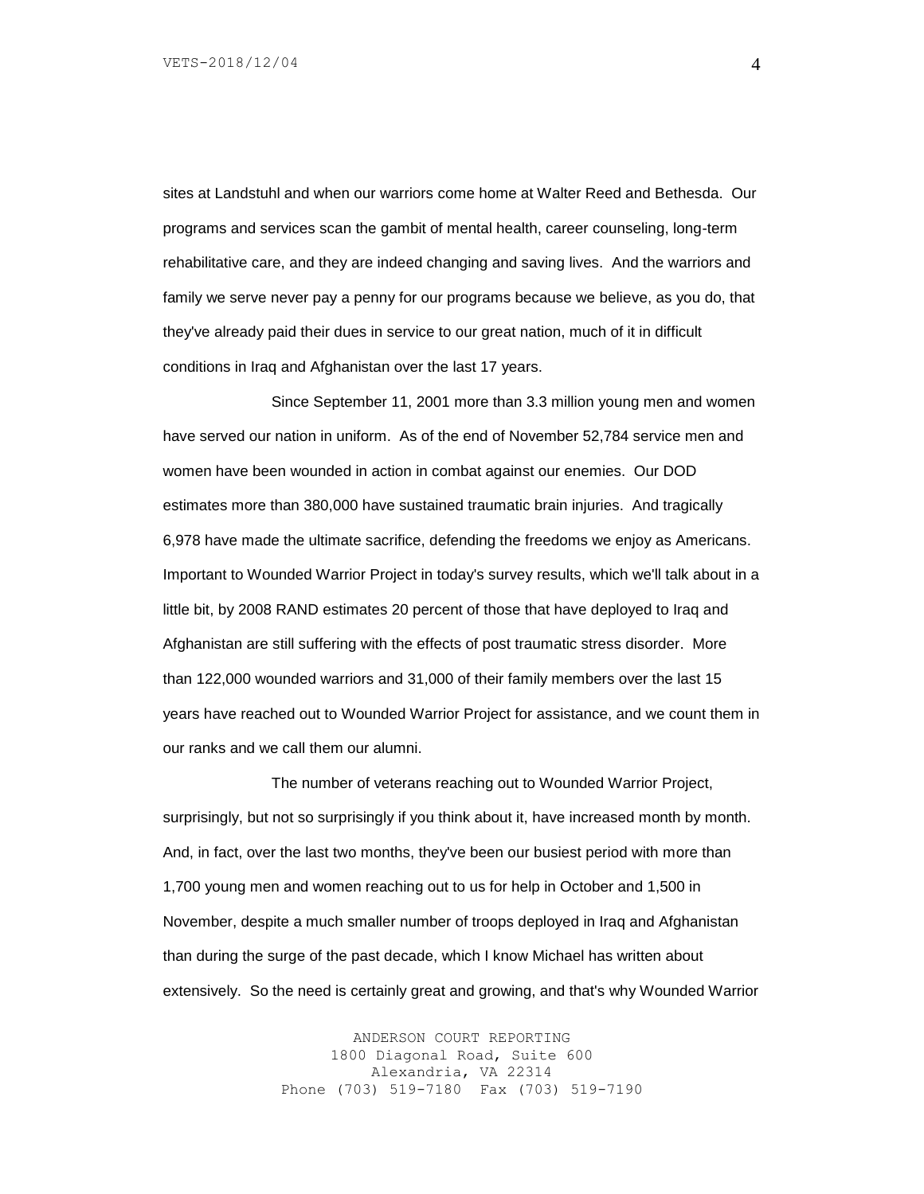sites at Landstuhl and when our warriors come home at Walter Reed and Bethesda. Our programs and services scan the gambit of mental health, career counseling, long-term rehabilitative care, and they are indeed changing and saving lives. And the warriors and family we serve never pay a penny for our programs because we believe, as you do, that they've already paid their dues in service to our great nation, much of it in difficult conditions in Iraq and Afghanistan over the last 17 years.

Since September 11, 2001 more than 3.3 million young men and women have served our nation in uniform. As of the end of November 52,784 service men and women have been wounded in action in combat against our enemies. Our DOD estimates more than 380,000 have sustained traumatic brain injuries. And tragically 6,978 have made the ultimate sacrifice, defending the freedoms we enjoy as Americans. Important to Wounded Warrior Project in today's survey results, which we'll talk about in a little bit, by 2008 RAND estimates 20 percent of those that have deployed to Iraq and Afghanistan are still suffering with the effects of post traumatic stress disorder. More than 122,000 wounded warriors and 31,000 of their family members over the last 15 years have reached out to Wounded Warrior Project for assistance, and we count them in our ranks and we call them our alumni.

The number of veterans reaching out to Wounded Warrior Project, surprisingly, but not so surprisingly if you think about it, have increased month by month. And, in fact, over the last two months, they've been our busiest period with more than 1,700 young men and women reaching out to us for help in October and 1,500 in November, despite a much smaller number of troops deployed in Iraq and Afghanistan than during the surge of the past decade, which I know Michael has written about extensively. So the need is certainly great and growing, and that's why Wounded Warrior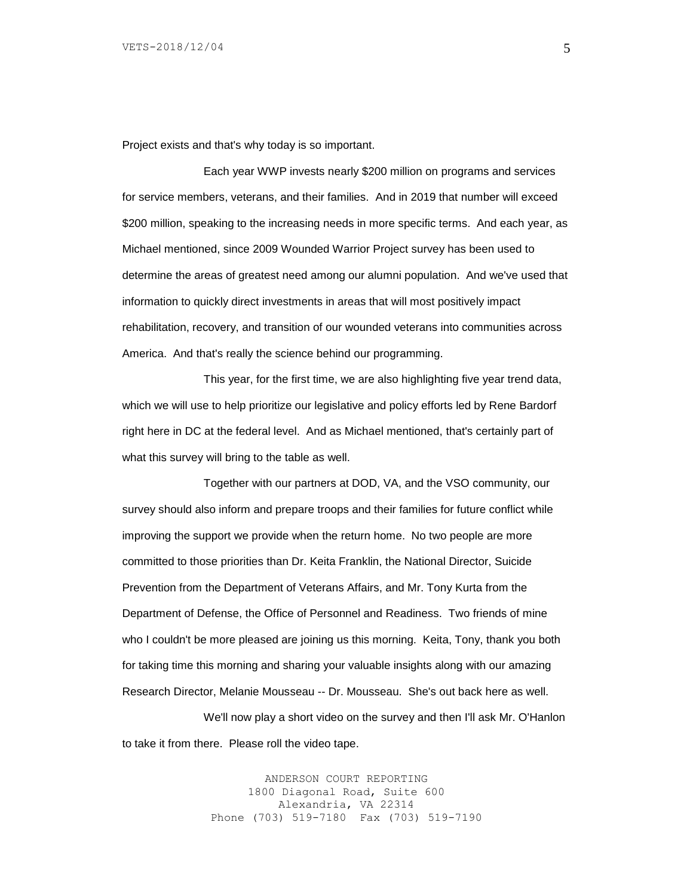Project exists and that's why today is so important.

Each year WWP invests nearly $200 million on programs and services for service members, veterans, and their families. And in 2019 that number will exceed $200 million, speaking to the increasing needs in more specific terms. And each year, as Michael mentioned, since 2009 Wounded Warrior Project survey has been used to determine the areas of greatest need among our alumni population. And we've used that information to quickly direct investments in areas that will most positively impact rehabilitation, recovery, and transition of our wounded veterans into communities across America. And that's really the science behind our programming.

This year, for the first time, we are also highlighting five year trend data, which we will use to help prioritize our legislative and policy efforts led by Rene Bardorf right here in DC at the federal level. And as Michael mentioned, that's certainly part of what this survey will bring to the table as well.

Together with our partners at DOD, VA, and the VSO community, our survey should also inform and prepare troops and their families for future conflict while improving the support we provide when the return home. No two people are more committed to those priorities than Dr. Keita Franklin, the National Director, Suicide Prevention from the Department of Veterans Affairs, and Mr. Tony Kurta from the Department of Defense, the Office of Personnel and Readiness. Two friends of mine who I couldn't be more pleased are joining us this morning. Keita, Tony, thank you both for taking time this morning and sharing your valuable insights along with our amazing Research Director, Melanie Mousseau -- Dr. Mousseau. She's out back here as well.

We'll now play a short video on the survey and then I'll ask Mr. O'Hanlon to take it from there. Please roll the video tape.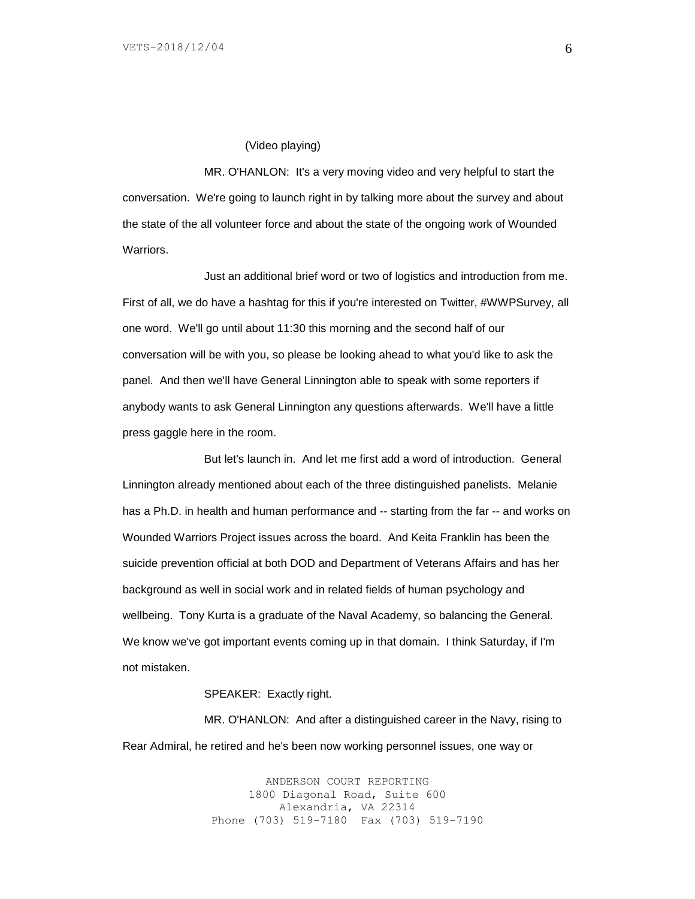(Video playing)

MR. O'HANLON: It's a very moving video and very helpful to start the conversation. We're going to launch right in by talking more about the survey and about the state of the all volunteer force and about the state of the ongoing work of Wounded Warriors.

Just an additional brief word or two of logistics and introduction from me. First of all, we do have a hashtag for this if you're interested on Twitter, #WWPSurvey, all one word. We'll go until about 11:30 this morning and the second half of our conversation will be with you, so please be looking ahead to what you'd like to ask the panel. And then we'll have General Linnington able to speak with some reporters if anybody wants to ask General Linnington any questions afterwards. We'll have a little press gaggle here in the room.

But let's launch in. And let me first add a word of introduction. General Linnington already mentioned about each of the three distinguished panelists. Melanie has a Ph.D. in health and human performance and -- starting from the far -- and works on Wounded Warriors Project issues across the board. And Keita Franklin has been the suicide prevention official at both DOD and Department of Veterans Affairs and has her background as well in social work and in related fields of human psychology and wellbeing. Tony Kurta is a graduate of the Naval Academy, so balancing the General. We know we've got important events coming up in that domain. I think Saturday, if I'm not mistaken.

SPEAKER: Exactly right.

MR. O'HANLON: And after a distinguished career in the Navy, rising to Rear Admiral, he retired and he's been now working personnel issues, one way or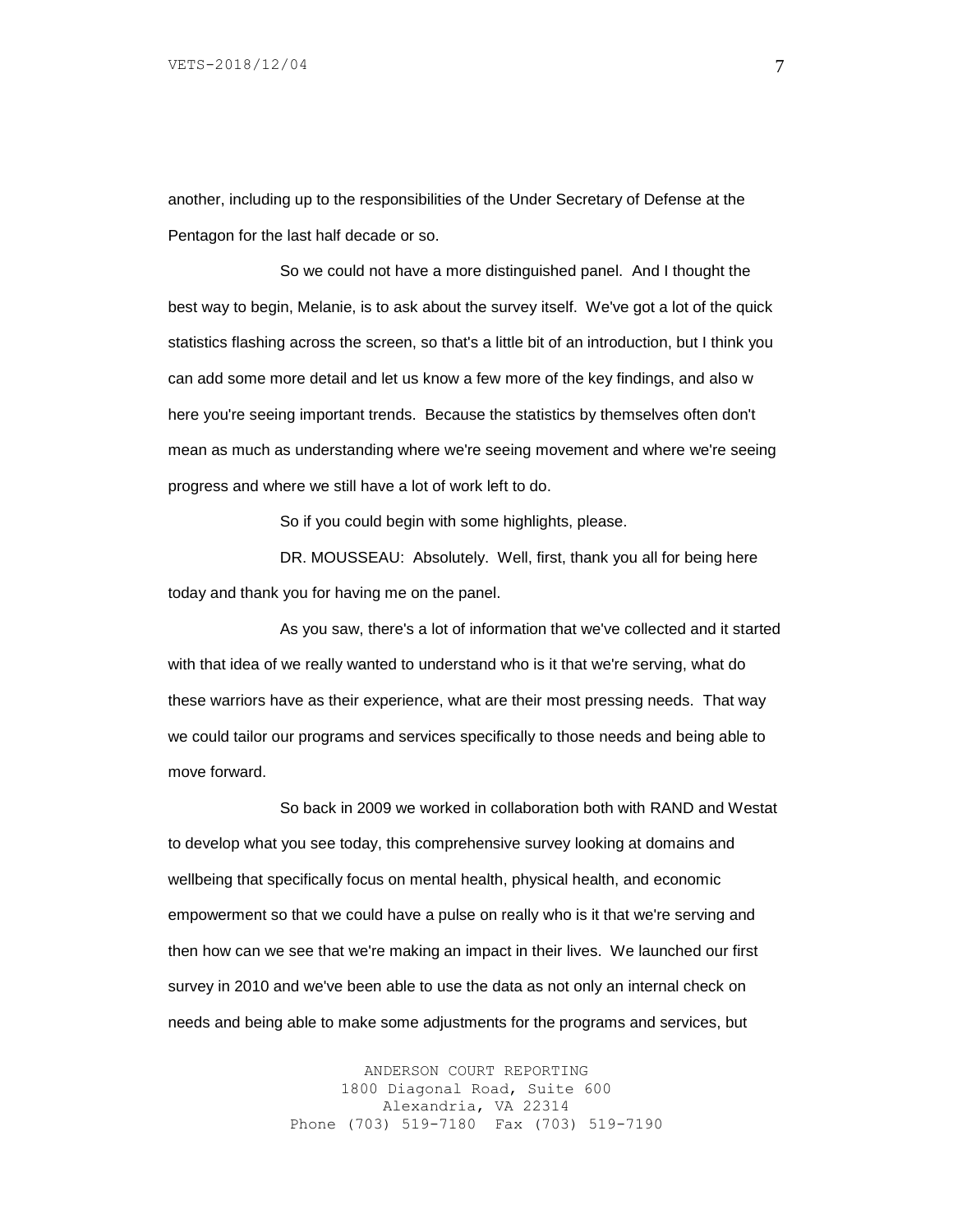another, including up to the responsibilities of the Under Secretary of Defense at the Pentagon for the last half decade or so.

So we could not have a more distinguished panel. And I thought the best way to begin, Melanie, is to ask about the survey itself. We've got a lot of the quick statistics flashing across the screen, so that's a little bit of an introduction, but I think you can add some more detail and let us know a few more of the key findings, and also w here you're seeing important trends. Because the statistics by themselves often don't mean as much as understanding where we're seeing movement and where we're seeing progress and where we still have a lot of work left to do.

So if you could begin with some highlights, please.

DR. MOUSSEAU: Absolutely. Well, first, thank you all for being here today and thank you for having me on the panel.

As you saw, there's a lot of information that we've collected and it started with that idea of we really wanted to understand who is it that we're serving, what do these warriors have as their experience, what are their most pressing needs. That way we could tailor our programs and services specifically to those needs and being able to move forward.

So back in 2009 we worked in collaboration both with RAND and Westat to develop what you see today, this comprehensive survey looking at domains and wellbeing that specifically focus on mental health, physical health, and economic empowerment so that we could have a pulse on really who is it that we're serving and then how can we see that we're making an impact in their lives. We launched our first survey in 2010 and we've been able to use the data as not only an internal check on needs and being able to make some adjustments for the programs and services, but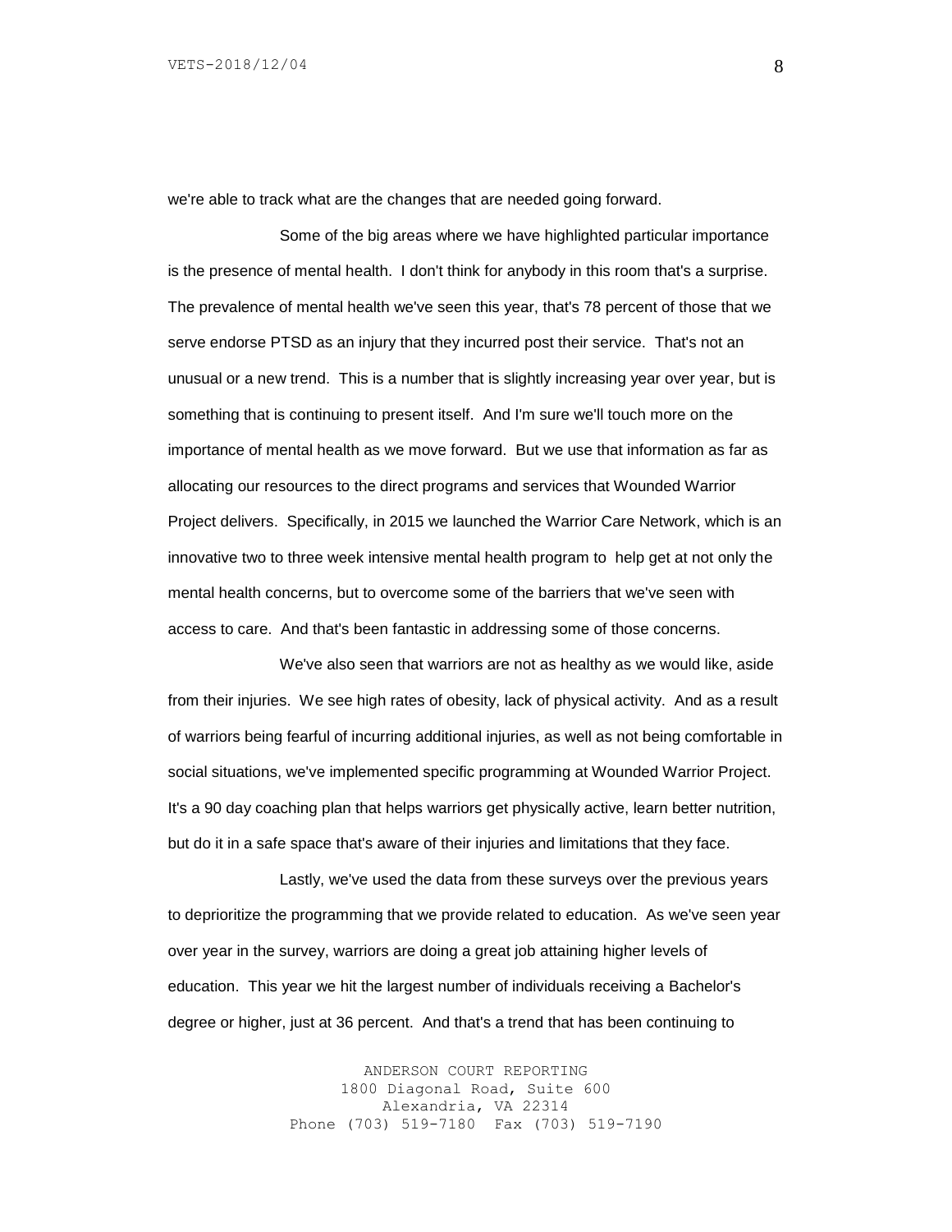we're able to track what are the changes that are needed going forward.

Some of the big areas where we have highlighted particular importance is the presence of mental health. I don't think for anybody in this room that's a surprise. The prevalence of mental health we've seen this year, that's 78 percent of those that we serve endorse PTSD as an injury that they incurred post their service. That's not an unusual or a new trend. This is a number that is slightly increasing year over year, but is something that is continuing to present itself. And I'm sure we'll touch more on the importance of mental health as we move forward. But we use that information as far as allocating our resources to the direct programs and services that Wounded Warrior Project delivers. Specifically, in 2015 we launched the Warrior Care Network, which is an innovative two to three week intensive mental health program to help get at not only the mental health concerns, but to overcome some of the barriers that we've seen with access to care. And that's been fantastic in addressing some of those concerns.

We've also seen that warriors are not as healthy as we would like, aside from their injuries. We see high rates of obesity, lack of physical activity. And as a result of warriors being fearful of incurring additional injuries, as well as not being comfortable in social situations, we've implemented specific programming at Wounded Warrior Project. It's a 90 day coaching plan that helps warriors get physically active, learn better nutrition, but do it in a safe space that's aware of their injuries and limitations that they face.

Lastly, we've used the data from these surveys over the previous years to deprioritize the programming that we provide related to education. As we've seen year over year in the survey, warriors are doing a great job attaining higher levels of education. This year we hit the largest number of individuals receiving a Bachelor's degree or higher, just at 36 percent. And that's a trend that has been continuing to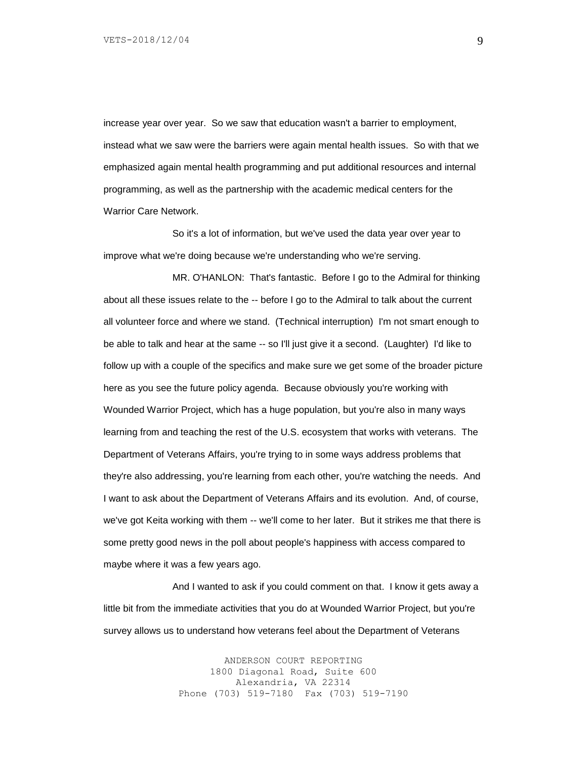increase year over year. So we saw that education wasn't a barrier to employment, instead what we saw were the barriers were again mental health issues. So with that we emphasized again mental health programming and put additional resources and internal programming, as well as the partnership with the academic medical centers for the Warrior Care Network.

So it's a lot of information, but we've used the data year over year to improve what we're doing because we're understanding who we're serving.

MR. O'HANLON: That's fantastic. Before I go to the Admiral for thinking about all these issues relate to the -- before I go to the Admiral to talk about the current all volunteer force and where we stand. (Technical interruption) I'm not smart enough to be able to talk and hear at the same -- so I'll just give it a second. (Laughter) I'd like to follow up with a couple of the specifics and make sure we get some of the broader picture here as you see the future policy agenda. Because obviously you're working with Wounded Warrior Project, which has a huge population, but you're also in many ways learning from and teaching the rest of the U.S. ecosystem that works with veterans. The Department of Veterans Affairs, you're trying to in some ways address problems that they're also addressing, you're learning from each other, you're watching the needs. And I want to ask about the Department of Veterans Affairs and its evolution. And, of course, we've got Keita working with them -- we'll come to her later. But it strikes me that there is some pretty good news in the poll about people's happiness with access compared to maybe where it was a few years ago.

And I wanted to ask if you could comment on that. I know it gets away a little bit from the immediate activities that you do at Wounded Warrior Project, but you're survey allows us to understand how veterans feel about the Department of Veterans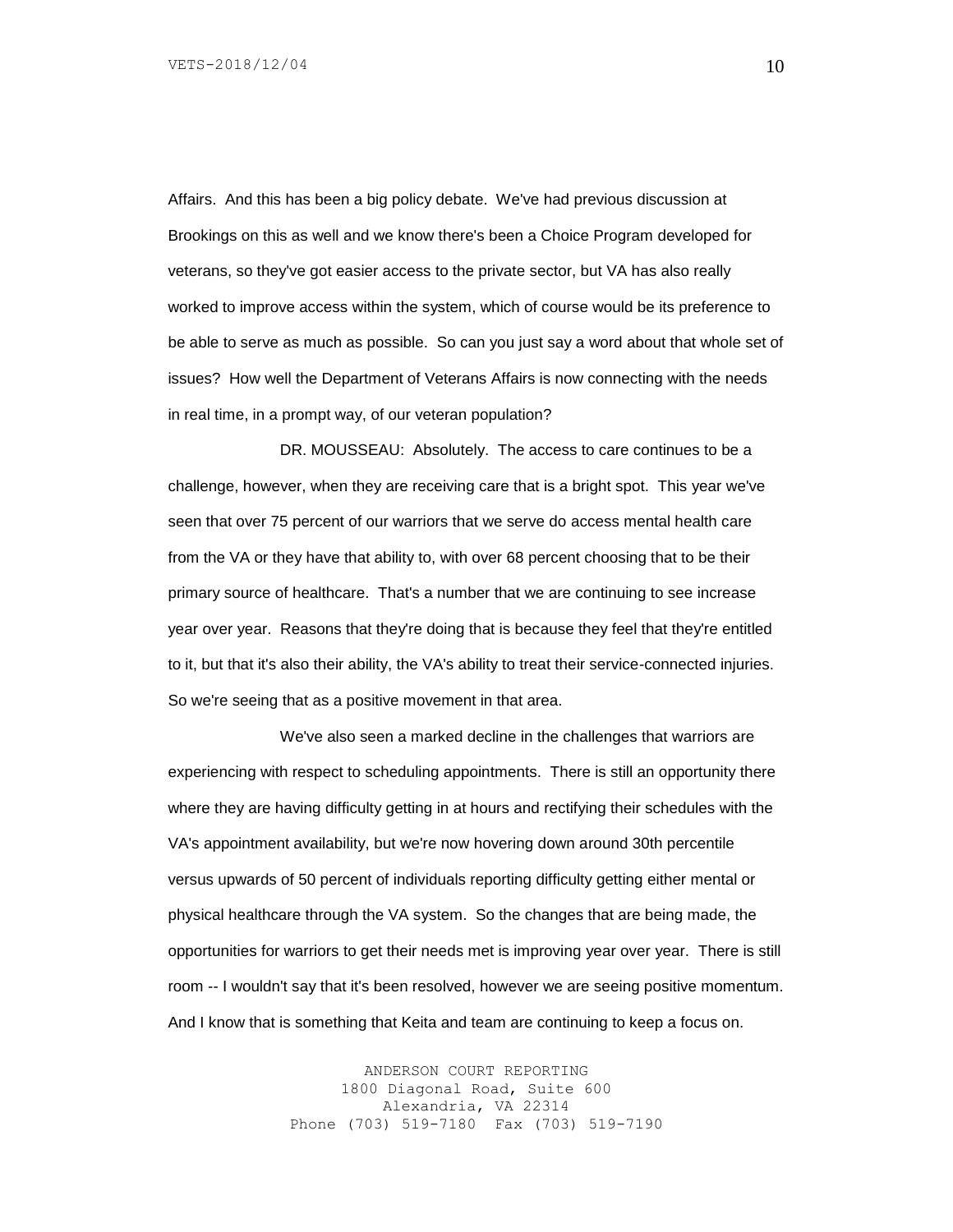Affairs. And this has been a big policy debate. We've had previous discussion at Brookings on this as well and we know there's been a Choice Program developed for veterans, so they've got easier access to the private sector, but VA has also really worked to improve access within the system, which of course would be its preference to be able to serve as much as possible. So can you just say a word about that whole set of issues? How well the Department of Veterans Affairs is now connecting with the needs in real time, in a prompt way, of our veteran population?

DR. MOUSSEAU: Absolutely. The access to care continues to be a challenge, however, when they are receiving care that is a bright spot. This year we've seen that over 75 percent of our warriors that we serve do access mental health care from the VA or they have that ability to, with over 68 percent choosing that to be their primary source of healthcare. That's a number that we are continuing to see increase year over year. Reasons that they're doing that is because they feel that they're entitled to it, but that it's also their ability, the VA's ability to treat their service-connected injuries. So we're seeing that as a positive movement in that area.

We've also seen a marked decline in the challenges that warriors are experiencing with respect to scheduling appointments. There is still an opportunity there where they are having difficulty getting in at hours and rectifying their schedules with the VA's appointment availability, but we're now hovering down around 30th percentile versus upwards of 50 percent of individuals reporting difficulty getting either mental or physical healthcare through the VA system. So the changes that are being made, the opportunities for warriors to get their needs met is improving year over year. There is still room -- I wouldn't say that it's been resolved, however we are seeing positive momentum. And I know that is something that Keita and team are continuing to keep a focus on.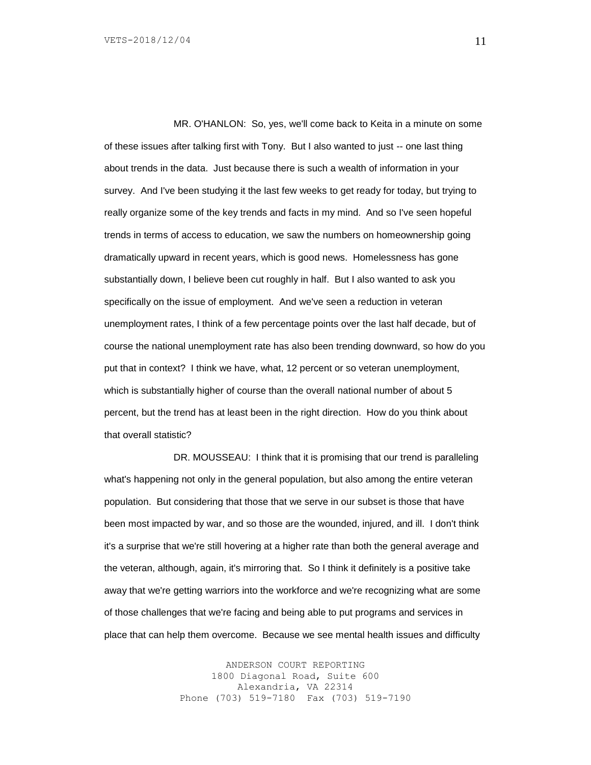MR. O'HANLON: So, yes, we'll come back to Keita in a minute on some of these issues after talking first with Tony. But I also wanted to just -- one last thing about trends in the data. Just because there is such a wealth of information in your survey. And I've been studying it the last few weeks to get ready for today, but trying to really organize some of the key trends and facts in my mind. And so I've seen hopeful trends in terms of access to education, we saw the numbers on homeownership going dramatically upward in recent years, which is good news. Homelessness has gone substantially down, I believe been cut roughly in half. But I also wanted to ask you specifically on the issue of employment. And we've seen a reduction in veteran unemployment rates, I think of a few percentage points over the last half decade, but of course the national unemployment rate has also been trending downward, so how do you put that in context? I think we have, what, 12 percent or so veteran unemployment, which is substantially higher of course than the overall national number of about 5 percent, but the trend has at least been in the right direction. How do you think about that overall statistic?

DR. MOUSSEAU: I think that it is promising that our trend is paralleling what's happening not only in the general population, but also among the entire veteran population. But considering that those that we serve in our subset is those that have been most impacted by war, and so those are the wounded, injured, and ill. I don't think it's a surprise that we're still hovering at a higher rate than both the general average and the veteran, although, again, it's mirroring that. So I think it definitely is a positive take away that we're getting warriors into the workforce and we're recognizing what are some of those challenges that we're facing and being able to put programs and services in place that can help them overcome. Because we see mental health issues and difficulty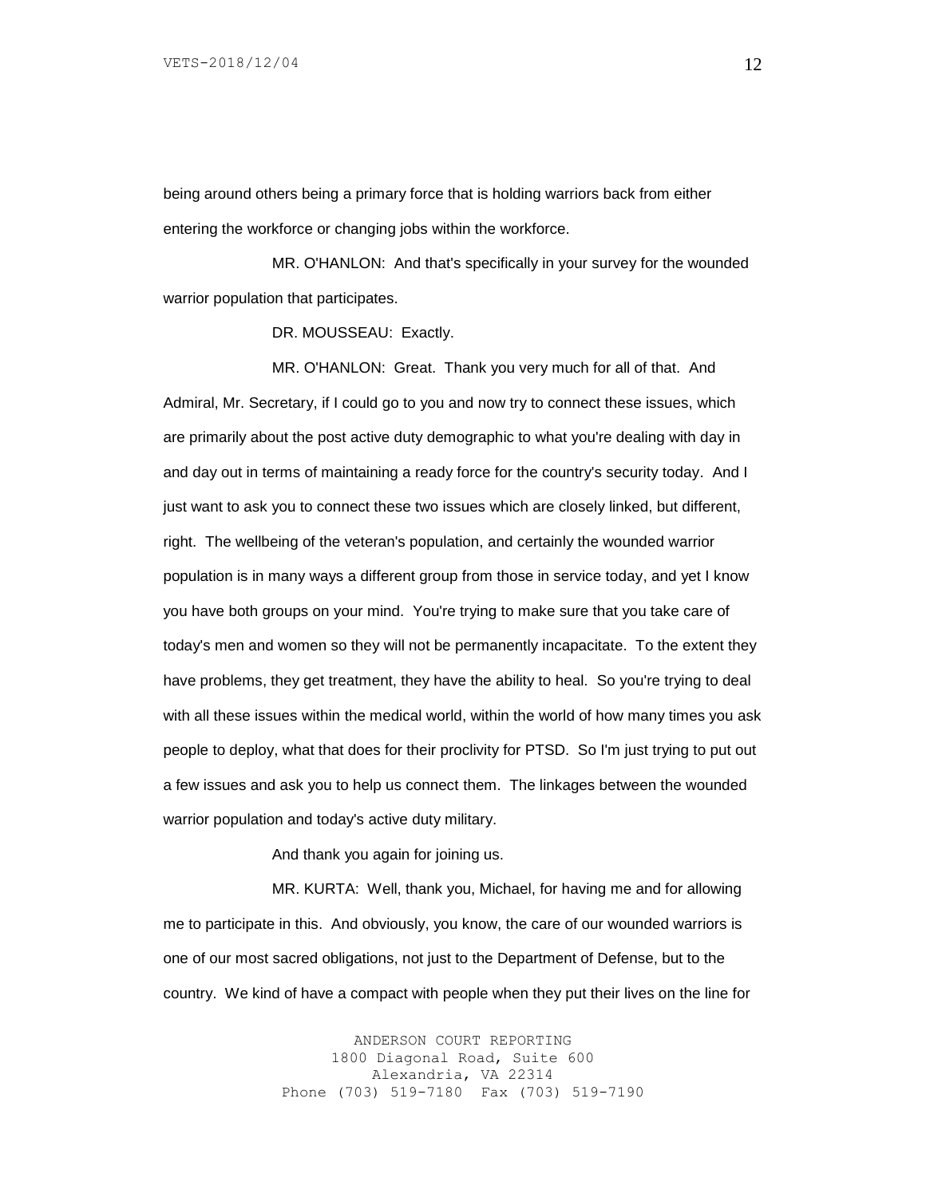being around others being a primary force that is holding warriors back from either entering the workforce or changing jobs within the workforce.

MR. O'HANLON: And that's specifically in your survey for the wounded warrior population that participates.

DR. MOUSSEAU: Exactly.

MR. O'HANLON: Great. Thank you very much for all of that. And Admiral, Mr. Secretary, if I could go to you and now try to connect these issues, which are primarily about the post active duty demographic to what you're dealing with day in and day out in terms of maintaining a ready force for the country's security today. And I just want to ask you to connect these two issues which are closely linked, but different, right. The wellbeing of the veteran's population, and certainly the wounded warrior population is in many ways a different group from those in service today, and yet I know you have both groups on your mind. You're trying to make sure that you take care of today's men and women so they will not be permanently incapacitate. To the extent they have problems, they get treatment, they have the ability to heal. So you're trying to deal with all these issues within the medical world, within the world of how many times you ask people to deploy, what that does for their proclivity for PTSD. So I'm just trying to put out a few issues and ask you to help us connect them. The linkages between the wounded warrior population and today's active duty military.

And thank you again for joining us.

MR. KURTA: Well, thank you, Michael, for having me and for allowing me to participate in this. And obviously, you know, the care of our wounded warriors is one of our most sacred obligations, not just to the Department of Defense, but to the country. We kind of have a compact with people when they put their lives on the line for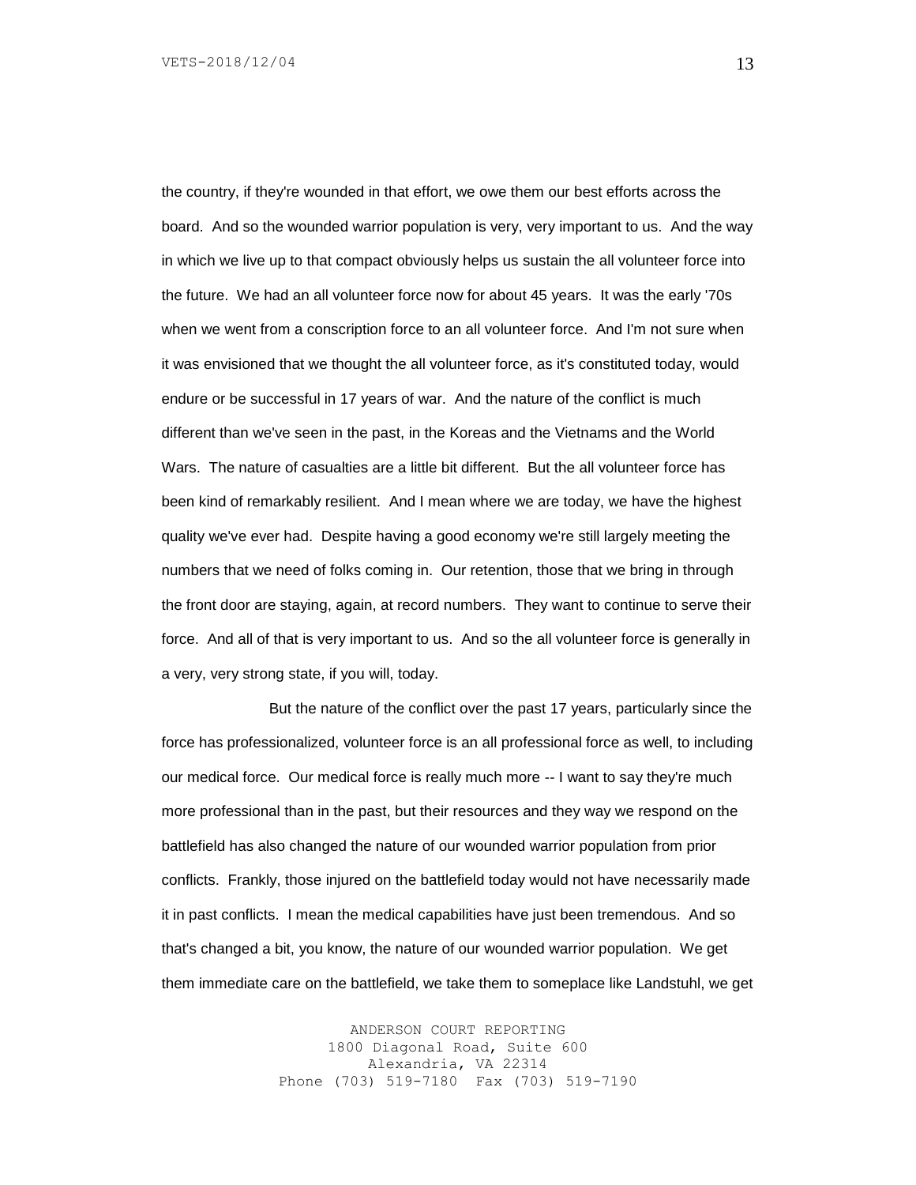the country, if they're wounded in that effort, we owe them our best efforts across the board. And so the wounded warrior population is very, very important to us. And the way in which we live up to that compact obviously helps us sustain the all volunteer force into the future. We had an all volunteer force now for about 45 years. It was the early '70s when we went from a conscription force to an all volunteer force. And I'm not sure when it was envisioned that we thought the all volunteer force, as it's constituted today, would endure or be successful in 17 years of war. And the nature of the conflict is much different than we've seen in the past, in the Koreas and the Vietnams and the World Wars. The nature of casualties are a little bit different. But the all volunteer force has been kind of remarkably resilient. And I mean where we are today, we have the highest quality we've ever had. Despite having a good economy we're still largely meeting the numbers that we need of folks coming in. Our retention, those that we bring in through the front door are staying, again, at record numbers. They want to continue to serve their force. And all of that is very important to us. And so the all volunteer force is generally in a very, very strong state, if you will, today.

But the nature of the conflict over the past 17 years, particularly since the force has professionalized, volunteer force is an all professional force as well, to including our medical force. Our medical force is really much more -- I want to say they're much more professional than in the past, but their resources and they way we respond on the battlefield has also changed the nature of our wounded warrior population from prior conflicts. Frankly, those injured on the battlefield today would not have necessarily made it in past conflicts. I mean the medical capabilities have just been tremendous. And so that's changed a bit, you know, the nature of our wounded warrior population. We get them immediate care on the battlefield, we take them to someplace like Landstuhl, we get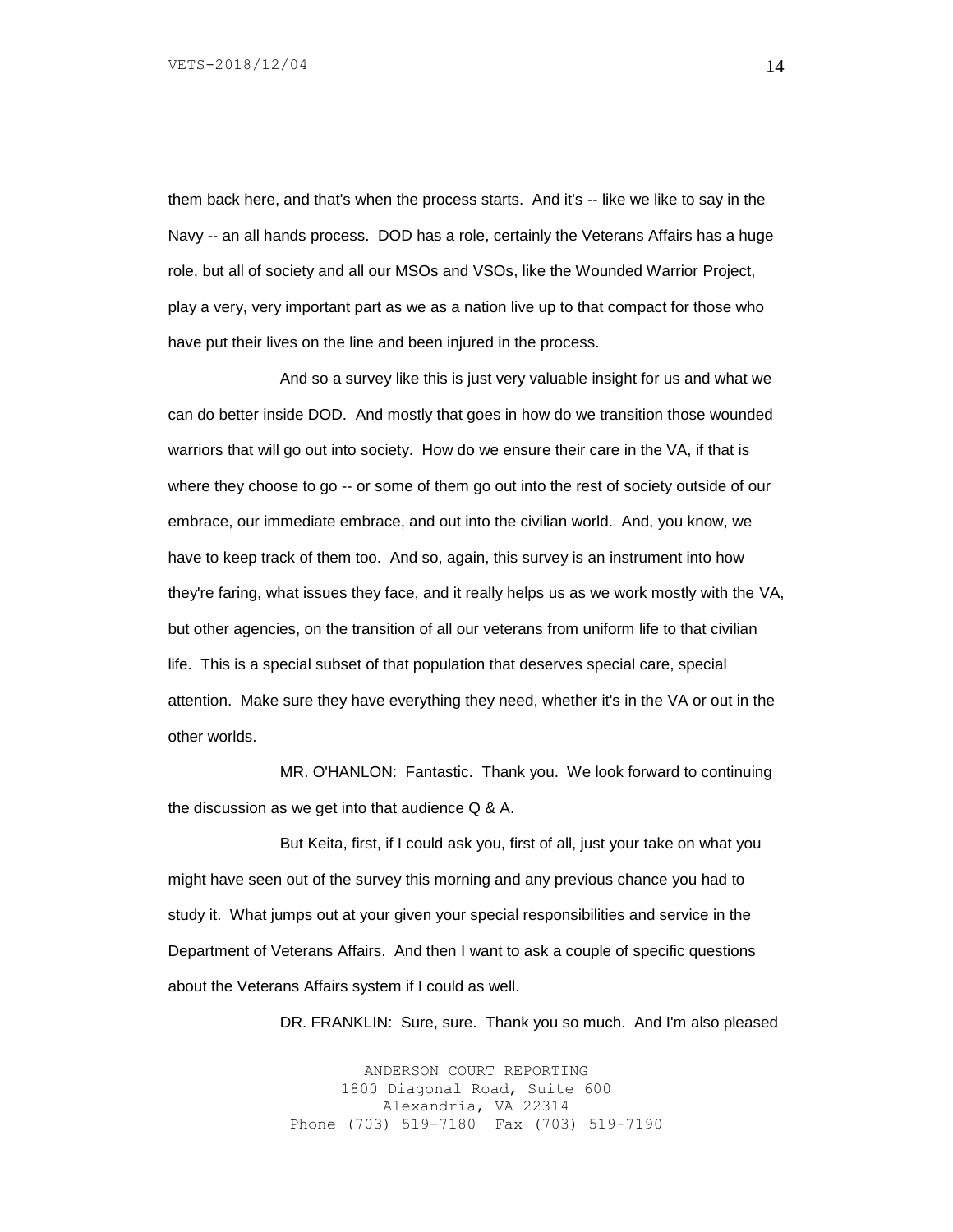them back here, and that's when the process starts. And it's -- like we like to say in the Navy -- an all hands process. DOD has a role, certainly the Veterans Affairs has a huge role, but all of society and all our MSOs and VSOs, like the Wounded Warrior Project, play a very, very important part as we as a nation live up to that compact for those who have put their lives on the line and been injured in the process.

And so a survey like this is just very valuable insight for us and what we can do better inside DOD. And mostly that goes in how do we transition those wounded warriors that will go out into society. How do we ensure their care in the VA, if that is where they choose to go -- or some of them go out into the rest of society outside of our embrace, our immediate embrace, and out into the civilian world. And, you know, we have to keep track of them too. And so, again, this survey is an instrument into how they're faring, what issues they face, and it really helps us as we work mostly with the VA, but other agencies, on the transition of all our veterans from uniform life to that civilian life. This is a special subset of that population that deserves special care, special attention. Make sure they have everything they need, whether it's in the VA or out in the other worlds.

MR. O'HANLON: Fantastic. Thank you. We look forward to continuing the discussion as we get into that audience Q & A.

But Keita, first, if I could ask you, first of all, just your take on what you might have seen out of the survey this morning and any previous chance you had to study it. What jumps out at your given your special responsibilities and service in the Department of Veterans Affairs. And then I want to ask a couple of specific questions about the Veterans Affairs system if I could as well.

DR. FRANKLIN: Sure, sure. Thank you so much. And I'm also pleased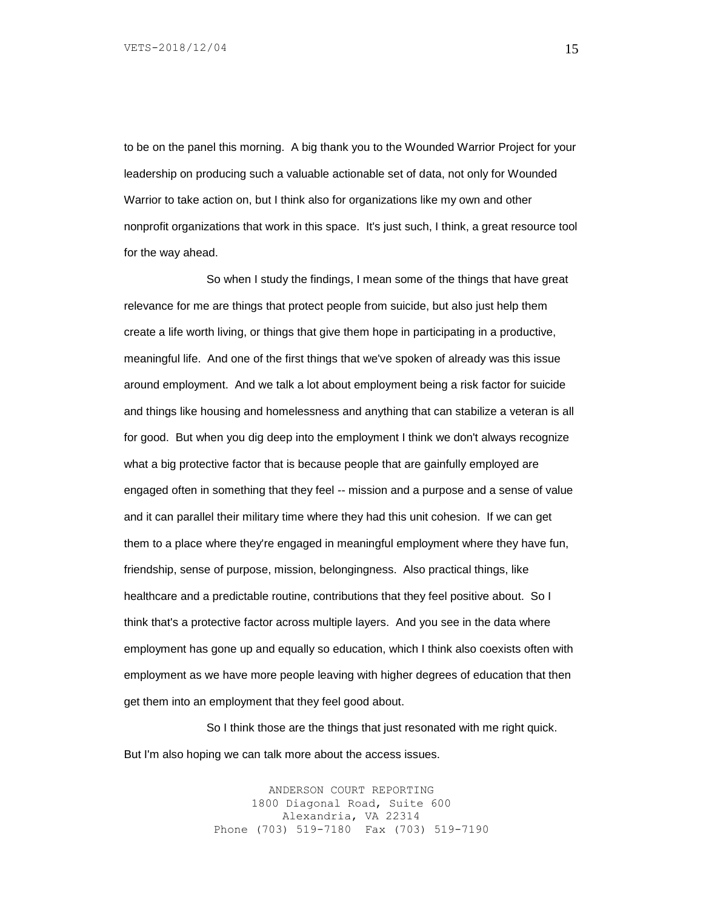to be on the panel this morning. A big thank you to the Wounded Warrior Project for your leadership on producing such a valuable actionable set of data, not only for Wounded Warrior to take action on, but I think also for organizations like my own and other nonprofit organizations that work in this space. It's just such, I think, a great resource tool for the way ahead.

So when I study the findings, I mean some of the things that have great relevance for me are things that protect people from suicide, but also just help them create a life worth living, or things that give them hope in participating in a productive, meaningful life. And one of the first things that we've spoken of already was this issue around employment. And we talk a lot about employment being a risk factor for suicide and things like housing and homelessness and anything that can stabilize a veteran is all for good. But when you dig deep into the employment I think we don't always recognize what a big protective factor that is because people that are gainfully employed are engaged often in something that they feel -- mission and a purpose and a sense of value and it can parallel their military time where they had this unit cohesion. If we can get them to a place where they're engaged in meaningful employment where they have fun, friendship, sense of purpose, mission, belongingness. Also practical things, like healthcare and a predictable routine, contributions that they feel positive about. So I think that's a protective factor across multiple layers. And you see in the data where employment has gone up and equally so education, which I think also coexists often with employment as we have more people leaving with higher degrees of education that then get them into an employment that they feel good about.

So I think those are the things that just resonated with me right quick. But I'm also hoping we can talk more about the access issues.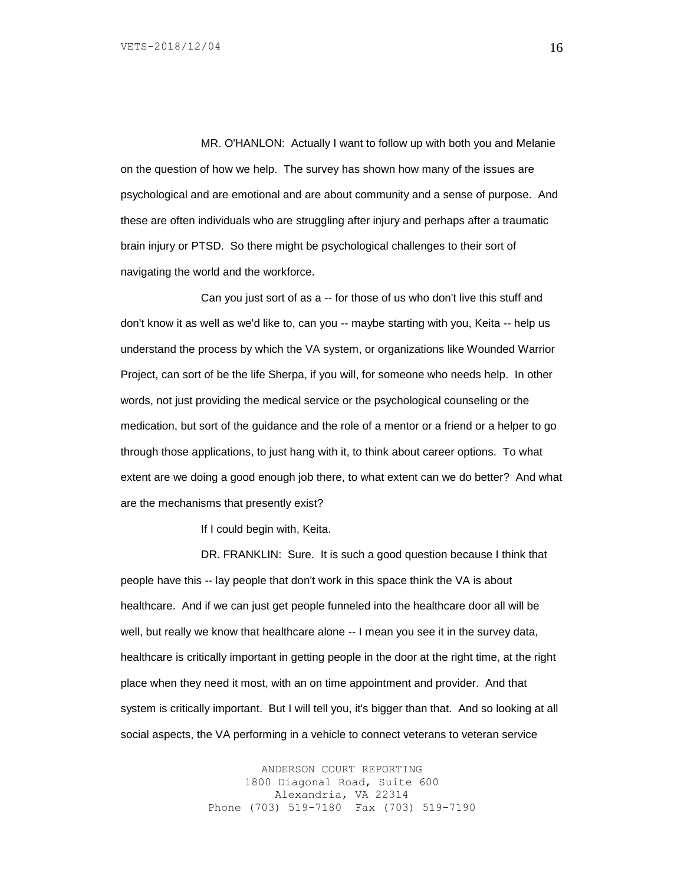MR. O'HANLON: Actually I want to follow up with both you and Melanie on the question of how we help. The survey has shown how many of the issues are psychological and are emotional and are about community and a sense of purpose. And these are often individuals who are struggling after injury and perhaps after a traumatic brain injury or PTSD. So there might be psychological challenges to their sort of navigating the world and the workforce.

Can you just sort of as a -- for those of us who don't live this stuff and don't know it as well as we'd like to, can you -- maybe starting with you, Keita -- help us understand the process by which the VA system, or organizations like Wounded Warrior Project, can sort of be the life Sherpa, if you will, for someone who needs help. In other words, not just providing the medical service or the psychological counseling or the medication, but sort of the guidance and the role of a mentor or a friend or a helper to go through those applications, to just hang with it, to think about career options. To what extent are we doing a good enough job there, to what extent can we do better? And what are the mechanisms that presently exist?

If I could begin with, Keita.

DR. FRANKLIN: Sure. It is such a good question because I think that people have this -- lay people that don't work in this space think the VA is about healthcare. And if we can just get people funneled into the healthcare door all will be well, but really we know that healthcare alone -- I mean you see it in the survey data, healthcare is critically important in getting people in the door at the right time, at the right place when they need it most, with an on time appointment and provider. And that system is critically important. But I will tell you, it's bigger than that. And so looking at all social aspects, the VA performing in a vehicle to connect veterans to veteran service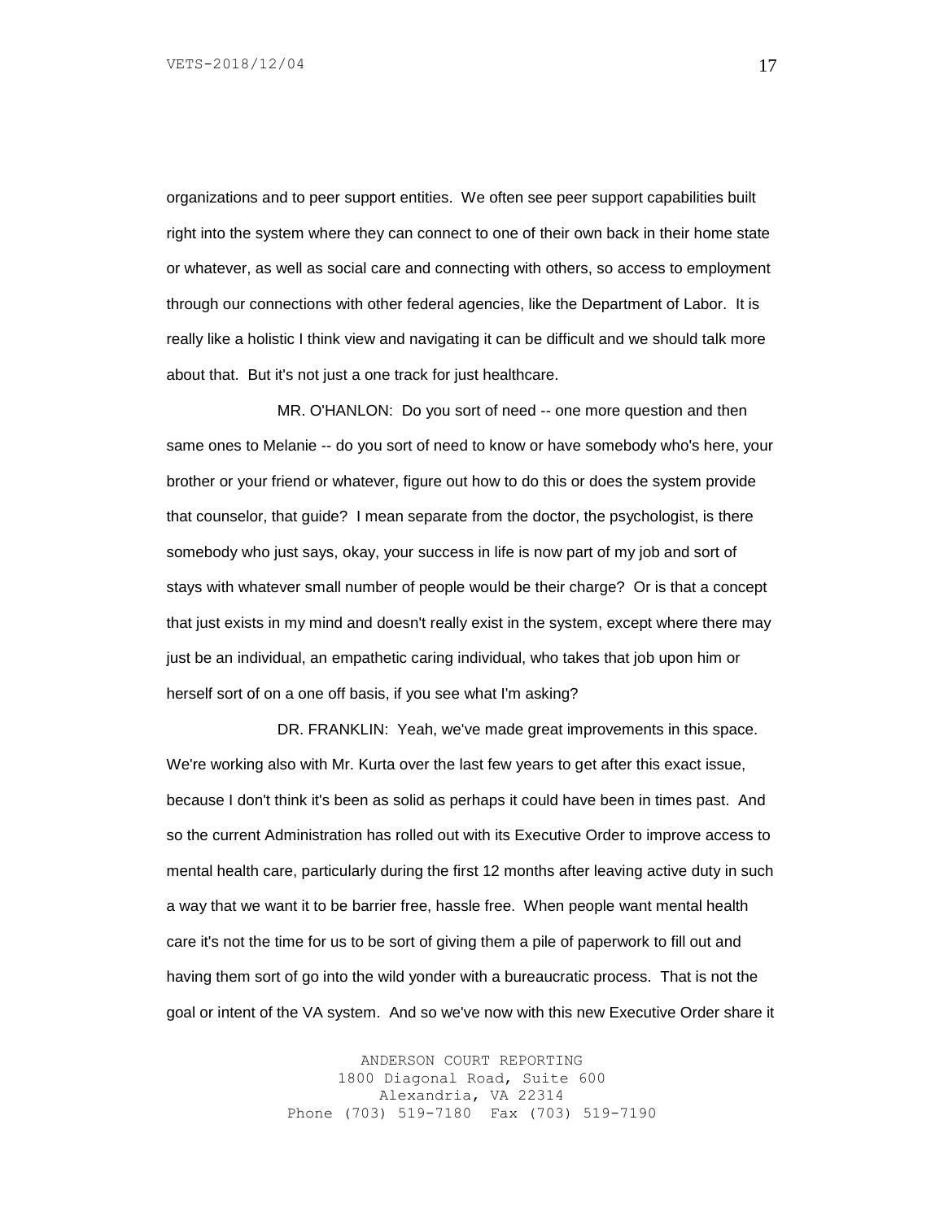organizations and to peer support entities. We often see peer support capabilities built right into the system where they can connect to one of their own back in their home state or whatever, as well as social care and connecting with others, so access to employment through our connections with other federal agencies, like the Department of Labor. It is really like a holistic I think view and navigating it can be difficult and we should talk more about that. But it's not just a one track for just healthcare.

MR. O'HANLON: Do you sort of need -- one more question and then same ones to Melanie -- do you sort of need to know or have somebody who's here, your brother or your friend or whatever, figure out how to do this or does the system provide that counselor, that guide? I mean separate from the doctor, the psychologist, is there somebody who just says, okay, your success in life is now part of my job and sort of stays with whatever small number of people would be their charge? Or is that a concept that just exists in my mind and doesn't really exist in the system, except where there may just be an individual, an empathetic caring individual, who takes that job upon him or herself sort of on a one off basis, if you see what I'm asking?

DR. FRANKLIN: Yeah, we've made great improvements in this space. We're working also with Mr. Kurta over the last few years to get after this exact issue, because I don't think it's been as solid as perhaps it could have been in times past. And so the current Administration has rolled out with its Executive Order to improve access to mental health care, particularly during the first 12 months after leaving active duty in such a way that we want it to be barrier free, hassle free. When people want mental health care it's not the time for us to be sort of giving them a pile of paperwork to fill out and having them sort of go into the wild yonder with a bureaucratic process. That is not the goal or intent of the VA system. And so we've now with this new Executive Order share it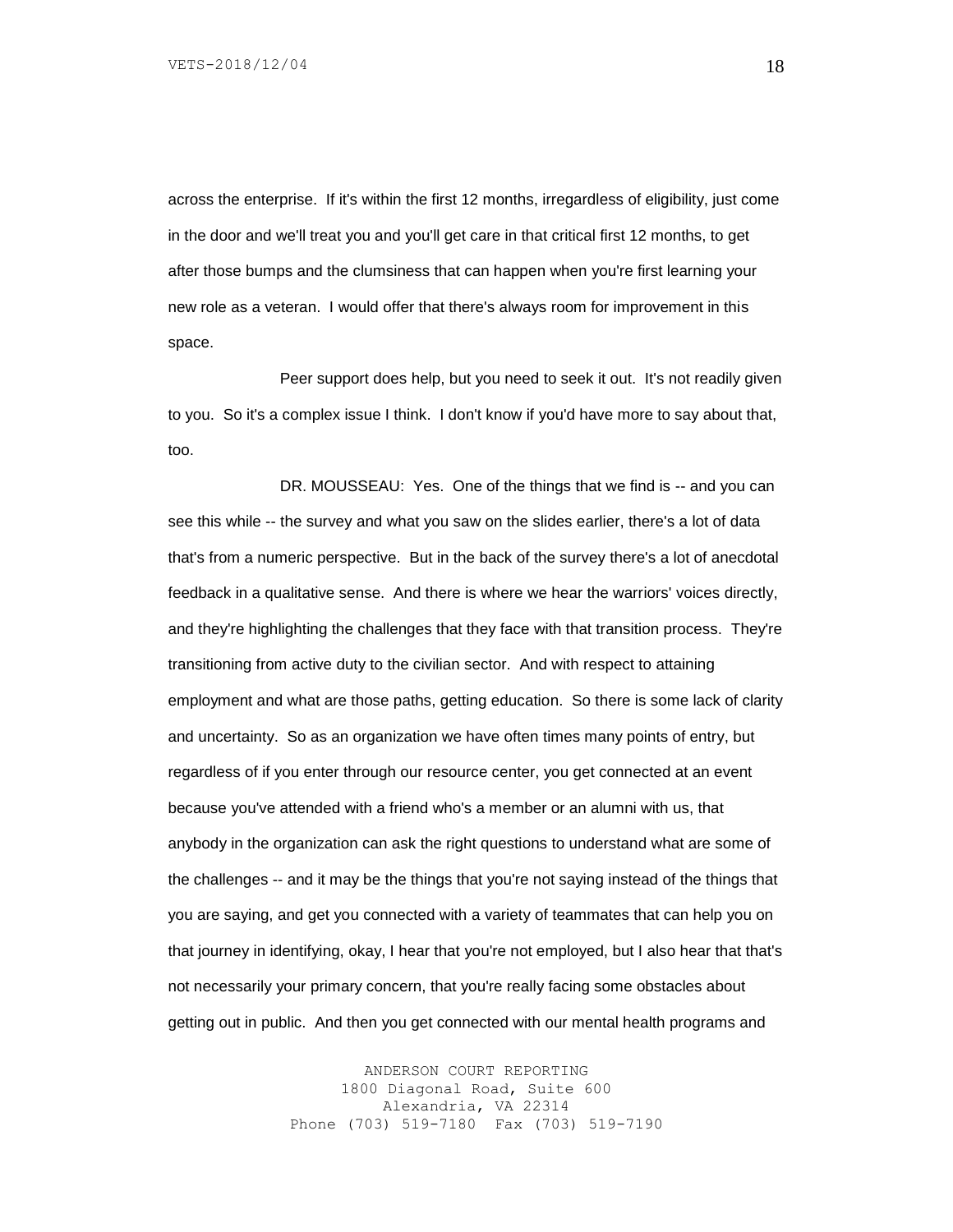across the enterprise. If it's within the first 12 months, irregardless of eligibility, just come in the door and we'll treat you and you'll get care in that critical first 12 months, to get after those bumps and the clumsiness that can happen when you're first learning your new role as a veteran. I would offer that there's always room for improvement in this space.

Peer support does help, but you need to seek it out. It's not readily given to you. So it's a complex issue I think. I don't know if you'd have more to say about that, too.

DR. MOUSSEAU: Yes. One of the things that we find is -- and you can see this while -- the survey and what you saw on the slides earlier, there's a lot of data that's from a numeric perspective. But in the back of the survey there's a lot of anecdotal feedback in a qualitative sense. And there is where we hear the warriors' voices directly, and they're highlighting the challenges that they face with that transition process. They're transitioning from active duty to the civilian sector. And with respect to attaining employment and what are those paths, getting education. So there is some lack of clarity and uncertainty. So as an organization we have often times many points of entry, but regardless of if you enter through our resource center, you get connected at an event because you've attended with a friend who's a member or an alumni with us, that anybody in the organization can ask the right questions to understand what are some of the challenges -- and it may be the things that you're not saying instead of the things that you are saying, and get you connected with a variety of teammates that can help you on that journey in identifying, okay, I hear that you're not employed, but I also hear that that's not necessarily your primary concern, that you're really facing some obstacles about getting out in public. And then you get connected with our mental health programs and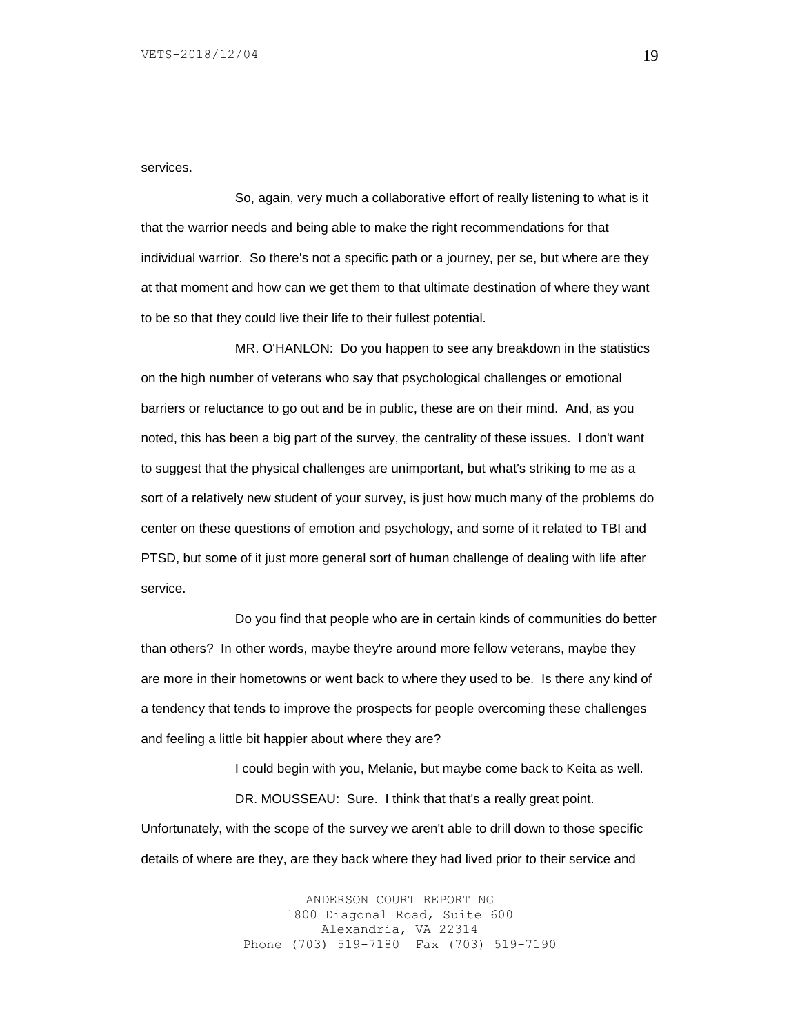services.

So, again, very much a collaborative effort of really listening to what is it that the warrior needs and being able to make the right recommendations for that individual warrior. So there's not a specific path or a journey, per se, but where are they at that moment and how can we get them to that ultimate destination of where they want to be so that they could live their life to their fullest potential.

MR. O'HANLON: Do you happen to see any breakdown in the statistics on the high number of veterans who say that psychological challenges or emotional barriers or reluctance to go out and be in public, these are on their mind. And, as you noted, this has been a big part of the survey, the centrality of these issues. I don't want to suggest that the physical challenges are unimportant, but what's striking to me as a sort of a relatively new student of your survey, is just how much many of the problems do center on these questions of emotion and psychology, and some of it related to TBI and PTSD, but some of it just more general sort of human challenge of dealing with life after service.

Do you find that people who are in certain kinds of communities do better than others? In other words, maybe they're around more fellow veterans, maybe they are more in their hometowns or went back to where they used to be. Is there any kind of a tendency that tends to improve the prospects for people overcoming these challenges and feeling a little bit happier about where they are?

I could begin with you, Melanie, but maybe come back to Keita as well.

DR. MOUSSEAU: Sure. I think that that's a really great point. Unfortunately, with the scope of the survey we aren't able to drill down to those specific details of where are they, are they back where they had lived prior to their service and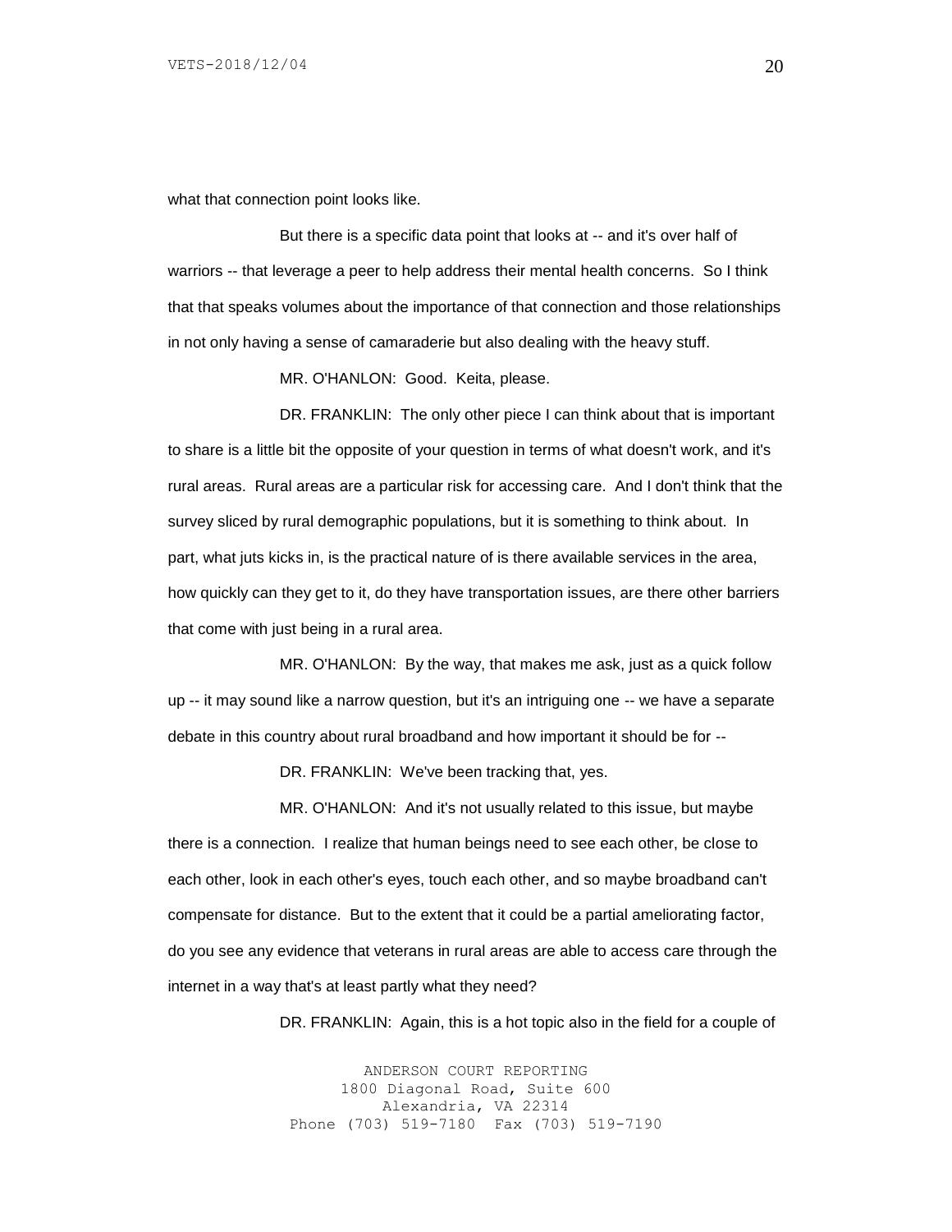what that connection point looks like.

But there is a specific data point that looks at -- and it's over half of warriors -- that leverage a peer to help address their mental health concerns. So I think that that speaks volumes about the importance of that connection and those relationships in not only having a sense of camaraderie but also dealing with the heavy stuff.

MR. O'HANLON: Good. Keita, please.

DR. FRANKLIN: The only other piece I can think about that is important to share is a little bit the opposite of your question in terms of what doesn't work, and it's rural areas. Rural areas are a particular risk for accessing care. And I don't think that the survey sliced by rural demographic populations, but it is something to think about. In part, what juts kicks in, is the practical nature of is there available services in the area, how quickly can they get to it, do they have transportation issues, are there other barriers that come with just being in a rural area.

MR. O'HANLON: By the way, that makes me ask, just as a quick follow up -- it may sound like a narrow question, but it's an intriguing one -- we have a separate debate in this country about rural broadband and how important it should be for --

DR. FRANKLIN: We've been tracking that, yes.

MR. O'HANLON: And it's not usually related to this issue, but maybe there is a connection. I realize that human beings need to see each other, be close to each other, look in each other's eyes, touch each other, and so maybe broadband can't compensate for distance. But to the extent that it could be a partial ameliorating factor, do you see any evidence that veterans in rural areas are able to access care through the internet in a way that's at least partly what they need?

DR. FRANKLIN: Again, this is a hot topic also in the field for a couple of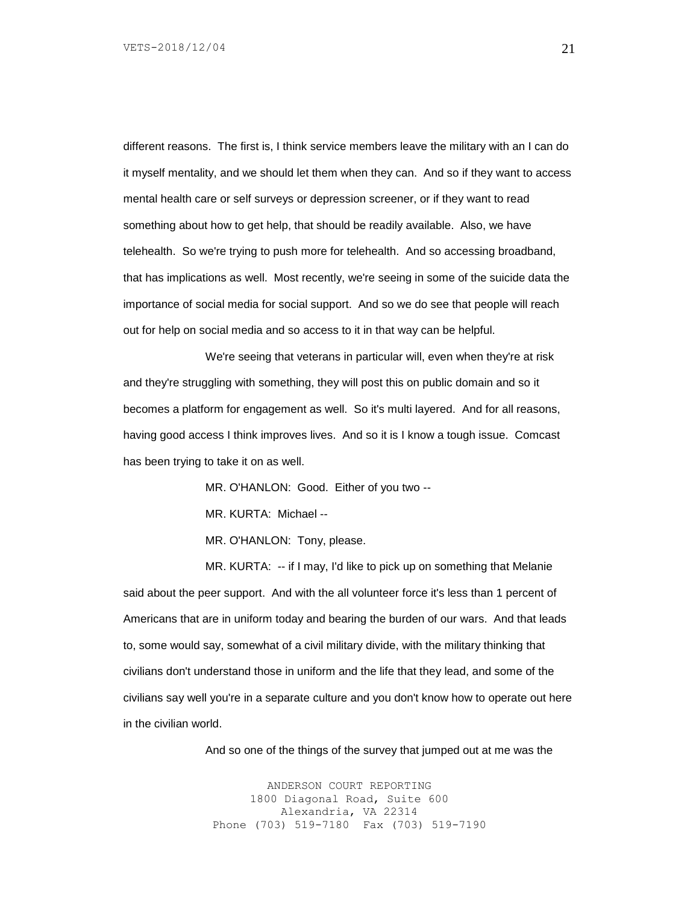different reasons. The first is, I think service members leave the military with an I can do it myself mentality, and we should let them when they can. And so if they want to access mental health care or self surveys or depression screener, or if they want to read something about how to get help, that should be readily available. Also, we have telehealth. So we're trying to push more for telehealth. And so accessing broadband, that has implications as well. Most recently, we're seeing in some of the suicide data the importance of social media for social support. And so we do see that people will reach out for help on social media and so access to it in that way can be helpful.

We're seeing that veterans in particular will, even when they're at risk and they're struggling with something, they will post this on public domain and so it becomes a platform for engagement as well. So it's multi layered. And for all reasons, having good access I think improves lives. And so it is I know a tough issue. Comcast has been trying to take it on as well.

MR. O'HANLON: Good. Either of you two --

MR. KURTA: Michael --

MR. O'HANLON: Tony, please.

MR. KURTA: -- if I may, I'd like to pick up on something that Melanie said about the peer support. And with the all volunteer force it's less than 1 percent of Americans that are in uniform today and bearing the burden of our wars. And that leads to, some would say, somewhat of a civil military divide, with the military thinking that civilians don't understand those in uniform and the life that they lead, and some of the civilians say well you're in a separate culture and you don't know how to operate out here in the civilian world.

And so one of the things of the survey that jumped out at me was the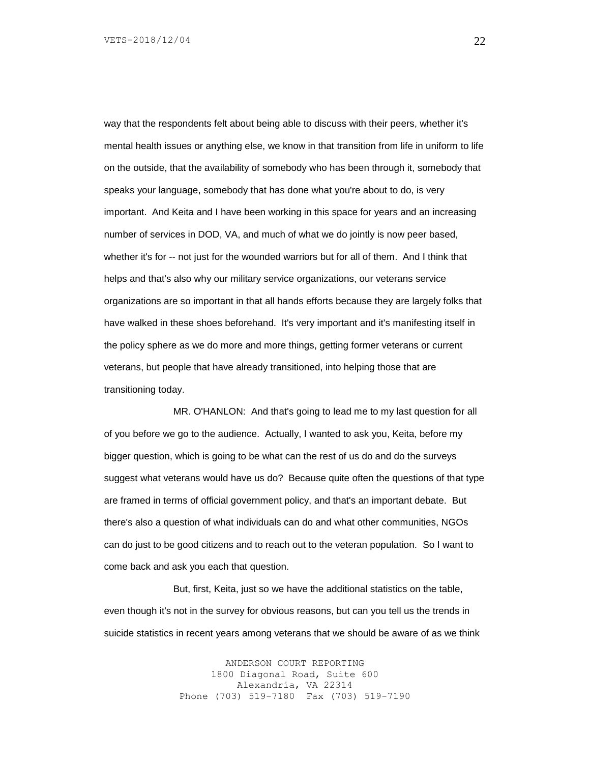way that the respondents felt about being able to discuss with their peers, whether it's mental health issues or anything else, we know in that transition from life in uniform to life on the outside, that the availability of somebody who has been through it, somebody that speaks your language, somebody that has done what you're about to do, is very important. And Keita and I have been working in this space for years and an increasing number of services in DOD, VA, and much of what we do jointly is now peer based, whether it's for -- not just for the wounded warriors but for all of them. And I think that helps and that's also why our military service organizations, our veterans service organizations are so important in that all hands efforts because they are largely folks that have walked in these shoes beforehand. It's very important and it's manifesting itself in the policy sphere as we do more and more things, getting former veterans or current veterans, but people that have already transitioned, into helping those that are transitioning today.

MR. O'HANLON: And that's going to lead me to my last question for all of you before we go to the audience. Actually, I wanted to ask you, Keita, before my bigger question, which is going to be what can the rest of us do and do the surveys suggest what veterans would have us do? Because quite often the questions of that type are framed in terms of official government policy, and that's an important debate. But there's also a question of what individuals can do and what other communities, NGOs can do just to be good citizens and to reach out to the veteran population. So I want to come back and ask you each that question.

But, first, Keita, just so we have the additional statistics on the table, even though it's not in the survey for obvious reasons, but can you tell us the trends in suicide statistics in recent years among veterans that we should be aware of as we think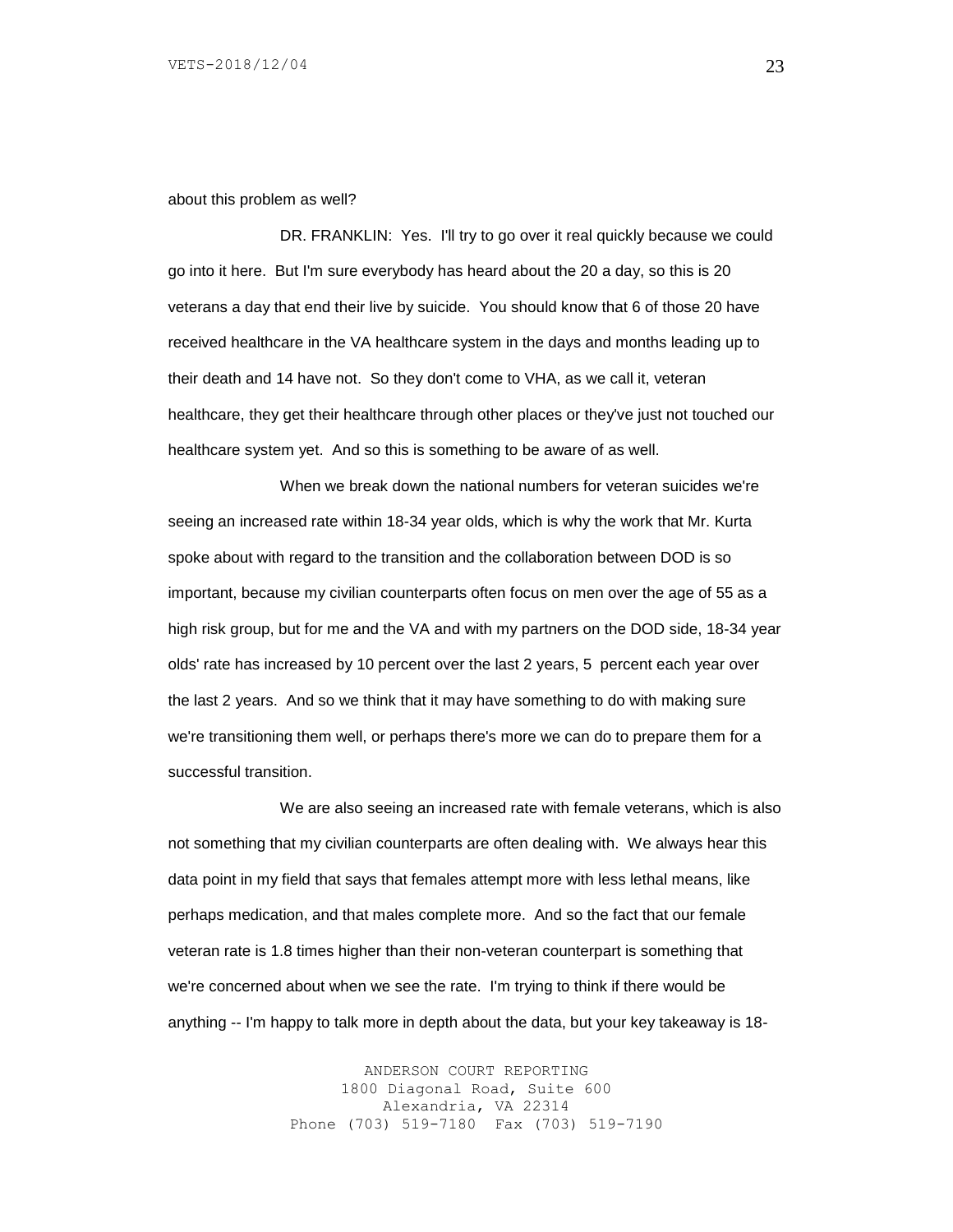about this problem as well?

DR. FRANKLIN: Yes. I'll try to go over it real quickly because we could go into it here. But I'm sure everybody has heard about the 20 a day, so this is 20 veterans a day that end their live by suicide. You should know that 6 of those 20 have received healthcare in the VA healthcare system in the days and months leading up to their death and 14 have not. So they don't come to VHA, as we call it, veteran healthcare, they get their healthcare through other places or they've just not touched our healthcare system yet. And so this is something to be aware of as well.

When we break down the national numbers for veteran suicides we're seeing an increased rate within 18-34 year olds, which is why the work that Mr. Kurta spoke about with regard to the transition and the collaboration between DOD is so important, because my civilian counterparts often focus on men over the age of 55 as a high risk group, but for me and the VA and with my partners on the DOD side, 18-34 year olds' rate has increased by 10 percent over the last 2 years, 5 percent each year over the last 2 years. And so we think that it may have something to do with making sure we're transitioning them well, or perhaps there's more we can do to prepare them for a successful transition.

We are also seeing an increased rate with female veterans, which is also not something that my civilian counterparts are often dealing with. We always hear this data point in my field that says that females attempt more with less lethal means, like perhaps medication, and that males complete more. And so the fact that our female veteran rate is 1.8 times higher than their non-veteran counterpart is something that we're concerned about when we see the rate. I'm trying to think if there would be anything -- I'm happy to talk more in depth about the data, but your key takeaway is 18-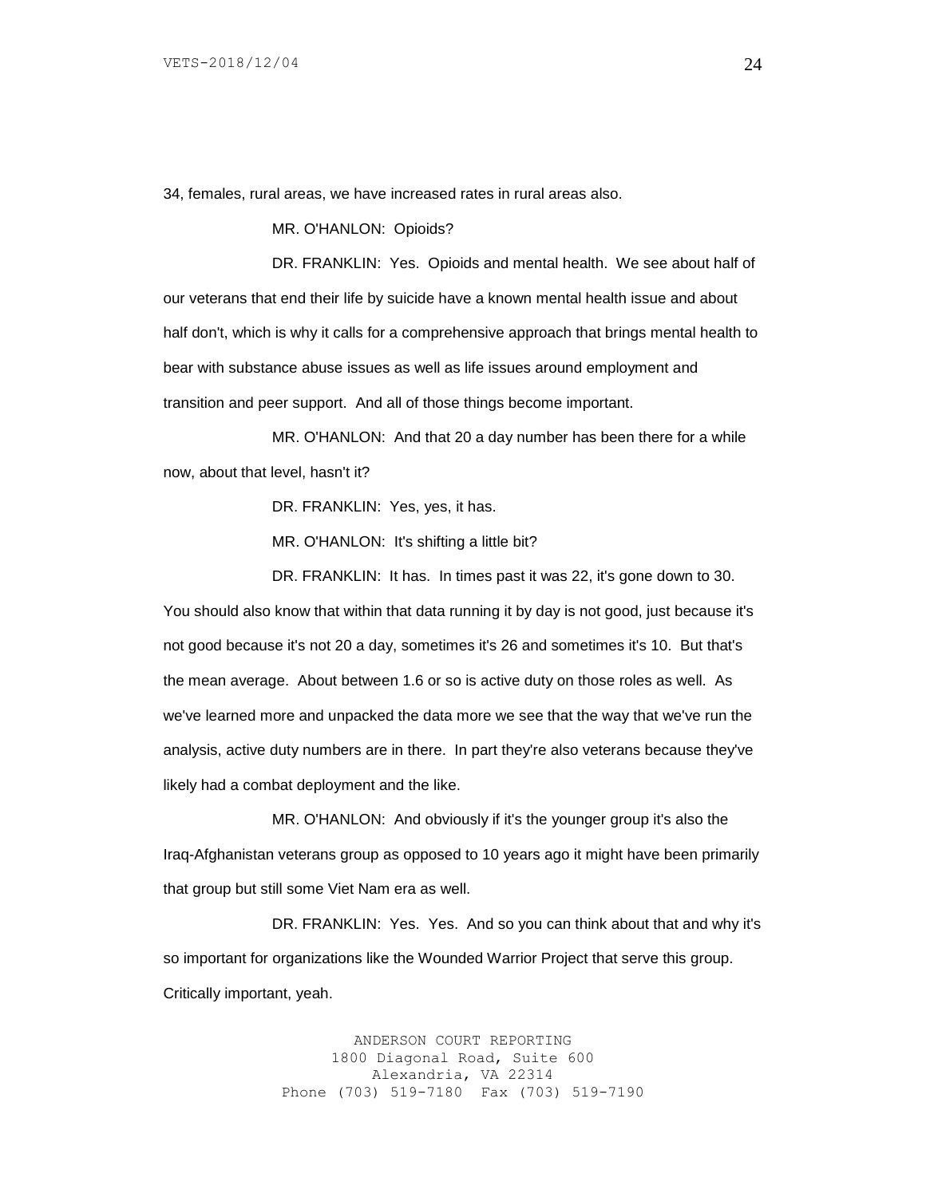34, females, rural areas, we have increased rates in rural areas also.

MR. O'HANLON: Opioids?

DR. FRANKLIN: Yes. Opioids and mental health. We see about half of our veterans that end their life by suicide have a known mental health issue and about half don't, which is why it calls for a comprehensive approach that brings mental health to bear with substance abuse issues as well as life issues around employment and transition and peer support. And all of those things become important.

MR. O'HANLON: And that 20 a day number has been there for a while now, about that level, hasn't it?

DR. FRANKLIN: Yes, yes, it has.

MR. O'HANLON: It's shifting a little bit?

DR. FRANKLIN: It has. In times past it was 22, it's gone down to 30. You should also know that within that data running it by day is not good, just because it's not good because it's not 20 a day, sometimes it's 26 and sometimes it's 10. But that's the mean average. About between 1.6 or so is active duty on those roles as well. As we've learned more and unpacked the data more we see that the way that we've run the analysis, active duty numbers are in there. In part they're also veterans because they've likely had a combat deployment and the like.

MR. O'HANLON: And obviously if it's the younger group it's also the Iraq-Afghanistan veterans group as opposed to 10 years ago it might have been primarily that group but still some Viet Nam era as well.

DR. FRANKLIN: Yes. Yes. And so you can think about that and why it's so important for organizations like the Wounded Warrior Project that serve this group. Critically important, yeah.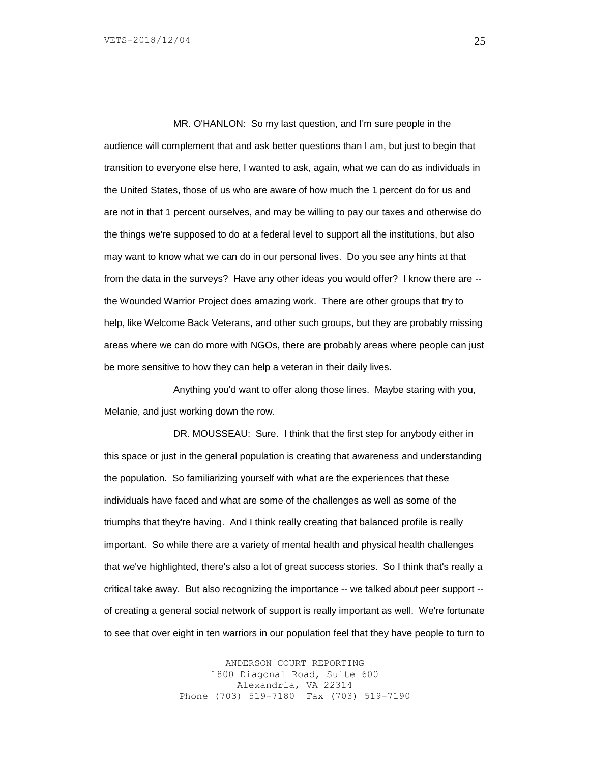MR. O'HANLON: So my last question, and I'm sure people in the audience will complement that and ask better questions than I am, but just to begin that transition to everyone else here, I wanted to ask, again, what we can do as individuals in the United States, those of us who are aware of how much the 1 percent do for us and are not in that 1 percent ourselves, and may be willing to pay our taxes and otherwise do the things we're supposed to do at a federal level to support all the institutions, but also may want to know what we can do in our personal lives. Do you see any hints at that from the data in the surveys? Have any other ideas you would offer? I know there are -- the Wounded Warrior Project does amazing work. There are other groups that try to help, like Welcome Back Veterans, and other such groups, but they are probably missing areas where we can do more with NGOs, there are probably areas where people can just be more sensitive to how they can help a veteran in their daily lives.

Anything you'd want to offer along those lines. Maybe staring with you, Melanie, and just working down the row.

DR. MOUSSEAU: Sure. I think that the first step for anybody either in this space or just in the general population is creating that awareness and understanding the population. So familiarizing yourself with what are the experiences that these individuals have faced and what are some of the challenges as well as some of the triumphs that they're having. And I think really creating that balanced profile is really important. So while there are a variety of mental health and physical health challenges that we've highlighted, there's also a lot of great success stories. So I think that's really a critical take away. But also recognizing the importance -- we talked about peer support -- of creating a general social network of support is really important as well. We're fortunate to see that over eight in ten warriors in our population feel that they have people to turn to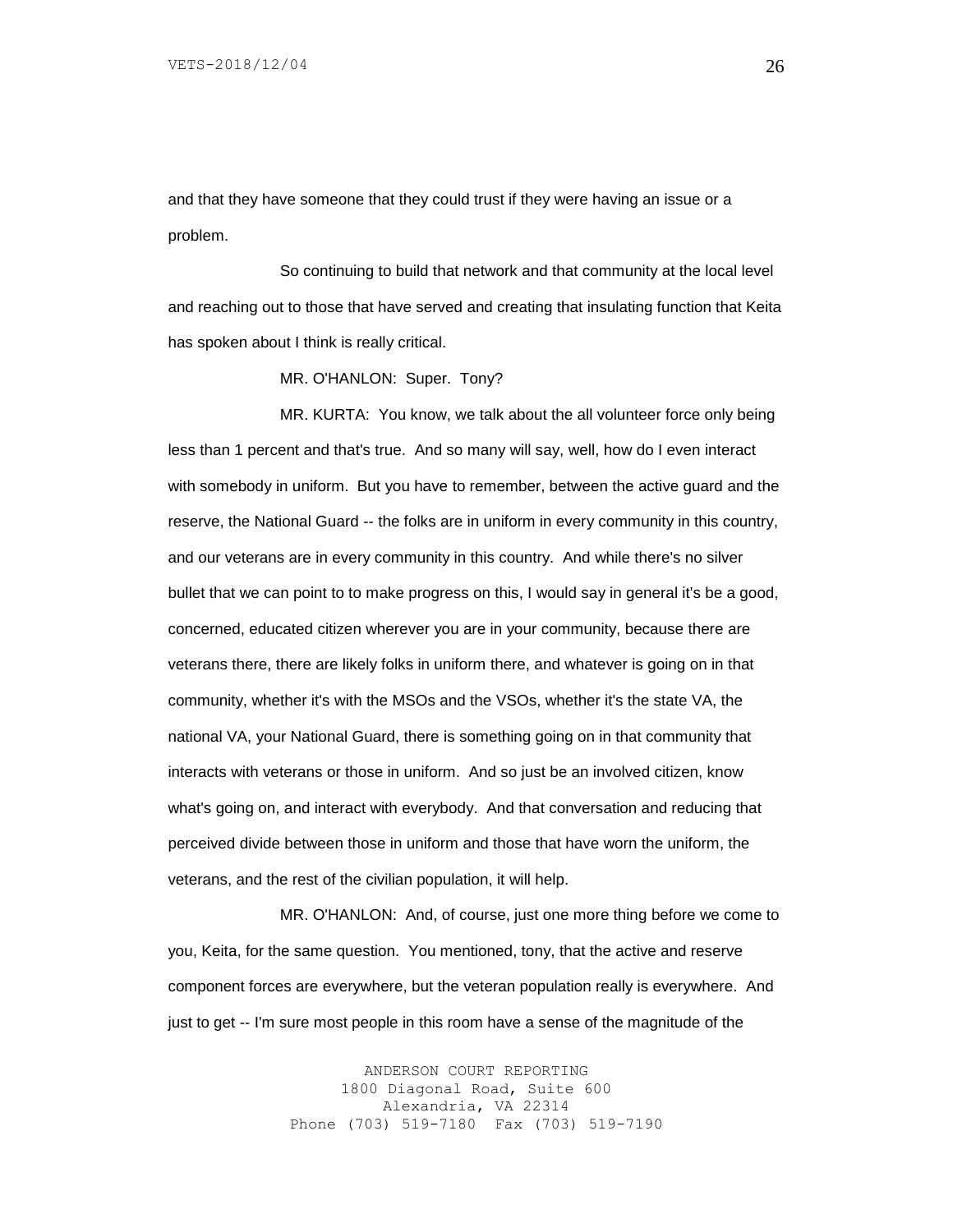and that they have someone that they could trust if they were having an issue or a problem.

So continuing to build that network and that community at the local level and reaching out to those that have served and creating that insulating function that Keita has spoken about I think is really critical.

MR. O'HANLON: Super. Tony?

MR. KURTA: You know, we talk about the all volunteer force only being less than 1 percent and that's true. And so many will say, well, how do I even interact with somebody in uniform. But you have to remember, between the active guard and the reserve, the National Guard -- the folks are in uniform in every community in this country, and our veterans are in every community in this country. And while there's no silver bullet that we can point to to make progress on this, I would say in general it's be a good, concerned, educated citizen wherever you are in your community, because there are veterans there, there are likely folks in uniform there, and whatever is going on in that community, whether it's with the MSOs and the VSOs, whether it's the state VA, the national VA, your National Guard, there is something going on in that community that interacts with veterans or those in uniform. And so just be an involved citizen, know what's going on, and interact with everybody. And that conversation and reducing that perceived divide between those in uniform and those that have worn the uniform, the veterans, and the rest of the civilian population, it will help.

MR. O'HANLON: And, of course, just one more thing before we come to you, Keita, for the same question. You mentioned, tony, that the active and reserve component forces are everywhere, but the veteran population really is everywhere. And just to get -- I'm sure most people in this room have a sense of the magnitude of the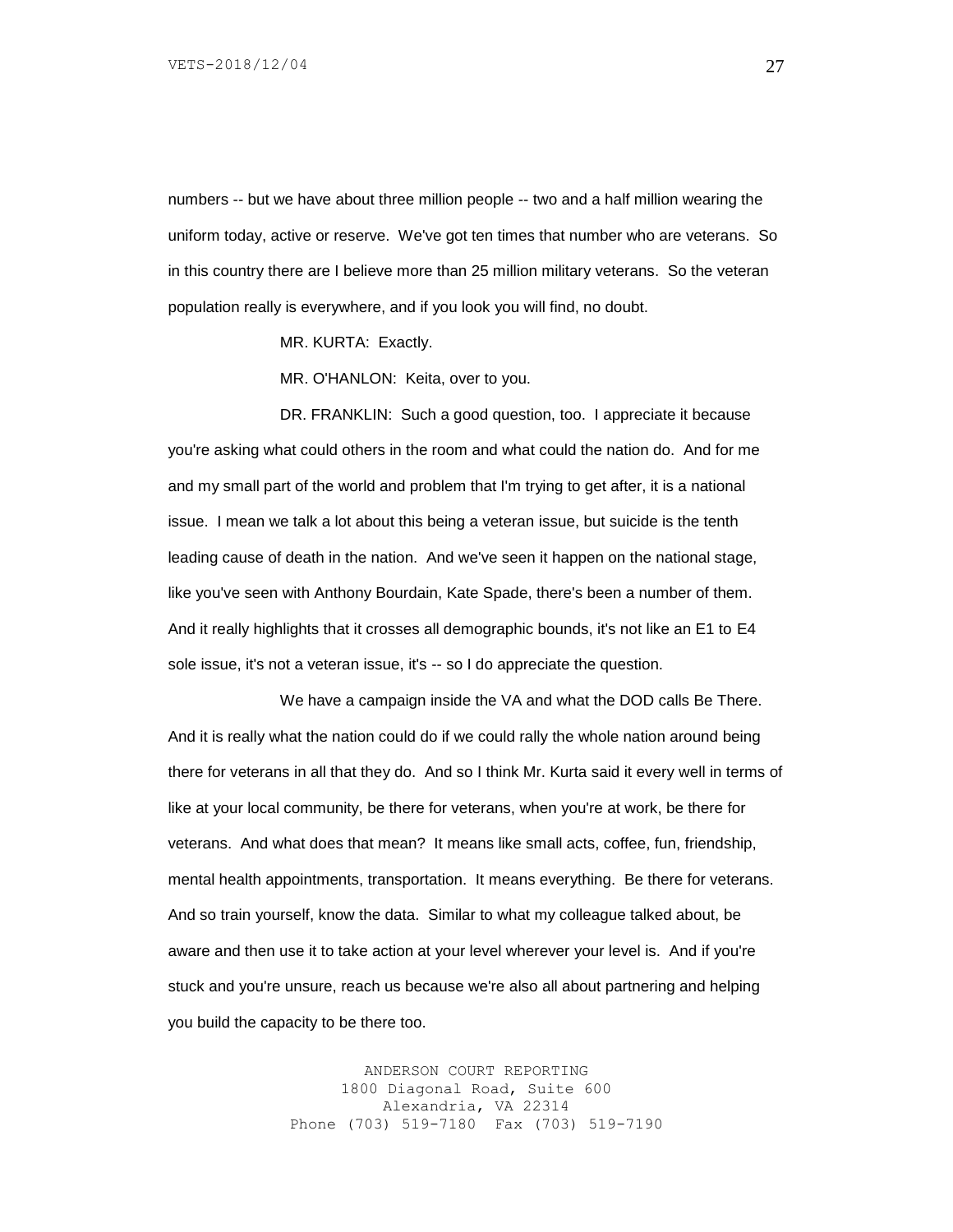numbers -- but we have about three million people -- two and a half million wearing the uniform today, active or reserve. We've got ten times that number who are veterans. So in this country there are I believe more than 25 million military veterans. So the veteran population really is everywhere, and if you look you will find, no doubt.

MR. KURTA: Exactly.

MR. O'HANLON: Keita, over to you.

DR. FRANKLIN: Such a good question, too. I appreciate it because you're asking what could others in the room and what could the nation do. And for me and my small part of the world and problem that I'm trying to get after, it is a national issue. I mean we talk a lot about this being a veteran issue, but suicide is the tenth leading cause of death in the nation. And we've seen it happen on the national stage, like you've seen with Anthony Bourdain, Kate Spade, there's been a number of them. And it really highlights that it crosses all demographic bounds, it's not like an E1 to E4 sole issue, it's not a veteran issue, it's -- so I do appreciate the question.

We have a campaign inside the VA and what the DOD calls Be There. And it is really what the nation could do if we could rally the whole nation around being there for veterans in all that they do. And so I think Mr. Kurta said it every well in terms of like at your local community, be there for veterans, when you're at work, be there for veterans. And what does that mean? It means like small acts, coffee, fun, friendship, mental health appointments, transportation. It means everything. Be there for veterans. And so train yourself, know the data. Similar to what my colleague talked about, be aware and then use it to take action at your level wherever your level is. And if you're stuck and you're unsure, reach us because we're also all about partnering and helping you build the capacity to be there too.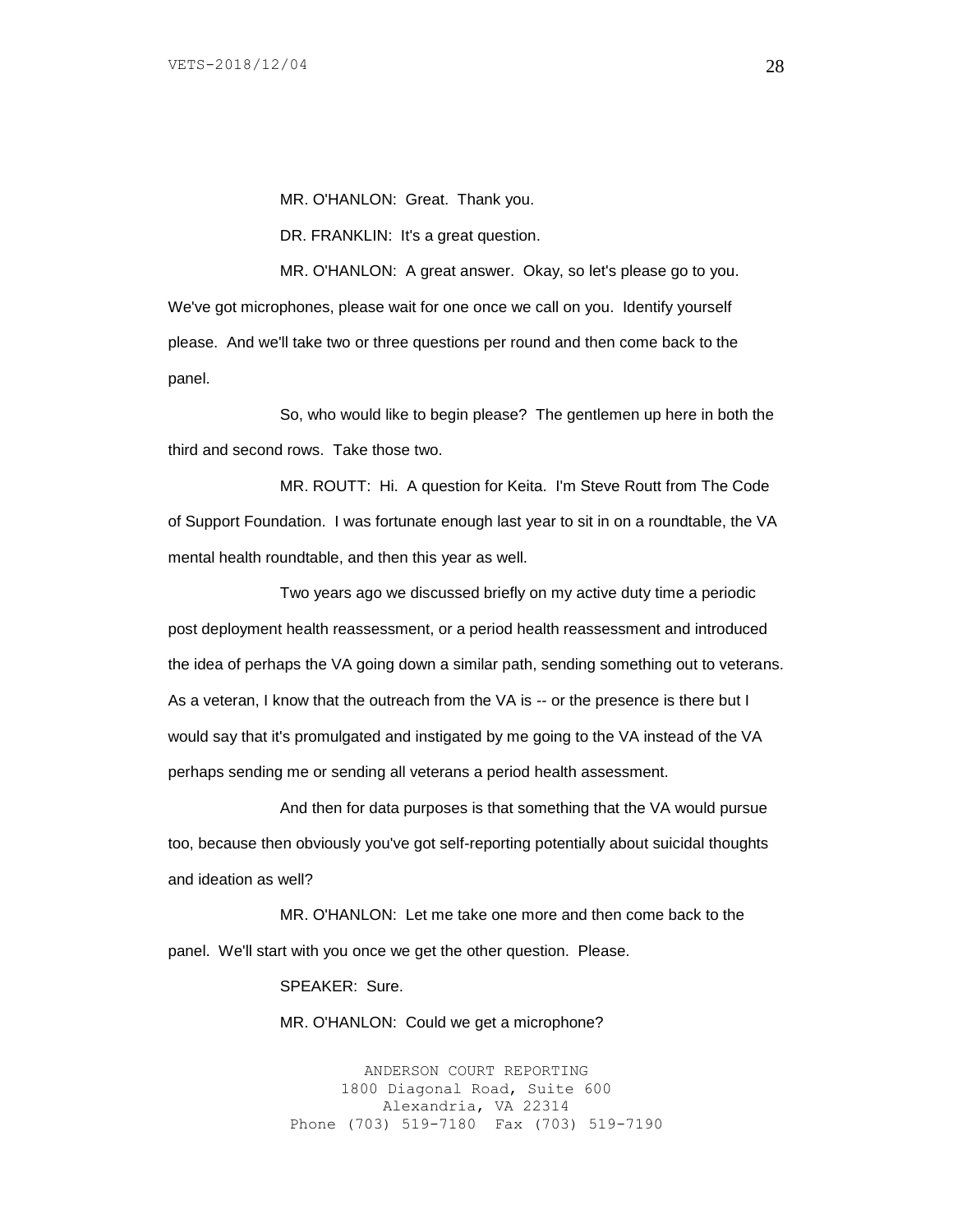MR. O'HANLON: Great. Thank you.

DR. FRANKLIN: It's a great question.

MR. O'HANLON: A great answer. Okay, so let's please go to you. We've got microphones, please wait for one once we call on you. Identify yourself please. And we'll take two or three questions per round and then come back to the panel.

So, who would like to begin please? The gentlemen up here in both the third and second rows. Take those two.

MR. ROUTT: Hi. A question for Keita. I'm Steve Routt from The Code of Support Foundation. I was fortunate enough last year to sit in on a roundtable, the VA mental health roundtable, and then this year as well.

Two years ago we discussed briefly on my active duty time a periodic post deployment health reassessment, or a period health reassessment and introduced the idea of perhaps the VA going down a similar path, sending something out to veterans. As a veteran, I know that the outreach from the VA is -- or the presence is there but I would say that it's promulgated and instigated by me going to the VA instead of the VA perhaps sending me or sending all veterans a period health assessment.

And then for data purposes is that something that the VA would pursue too, because then obviously you've got self-reporting potentially about suicidal thoughts and ideation as well?

MR. O'HANLON: Let me take one more and then come back to the panel. We'll start with you once we get the other question. Please.

SPEAKER: Sure.

MR. O'HANLON: Could we get a microphone?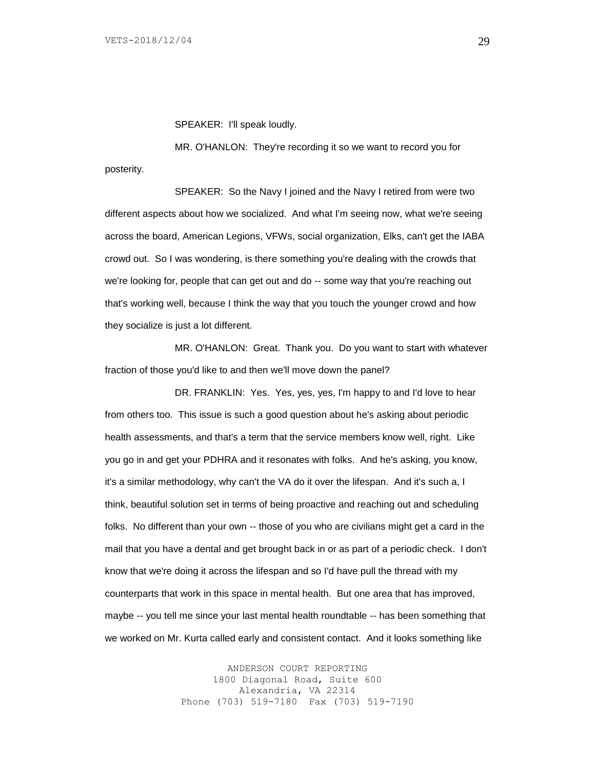SPEAKER: I'll speak loudly.

MR. O'HANLON: They're recording it so we want to record you for posterity.

SPEAKER: So the Navy I joined and the Navy I retired from were two different aspects about how we socialized. And what I'm seeing now, what we're seeing across the board, American Legions, VFWs, social organization, Elks, can't get the IABA crowd out. So I was wondering, is there something you're dealing with the crowds that we're looking for, people that can get out and do -- some way that you're reaching out that's working well, because I think the way that you touch the younger crowd and how they socialize is just a lot different.

MR. O'HANLON: Great. Thank you. Do you want to start with whatever fraction of those you'd like to and then we'll move down the panel?

DR. FRANKLIN: Yes. Yes, yes, yes, I'm happy to and I'd love to hear from others too. This issue is such a good question about he's asking about periodic health assessments, and that's a term that the service members know well, right. Like you go in and get your PDHRA and it resonates with folks. And he's asking, you know, it's a similar methodology, why can't the VA do it over the lifespan. And it's such a, I think, beautiful solution set in terms of being proactive and reaching out and scheduling folks. No different than your own -- those of you who are civilians might get a card in the mail that you have a dental and get brought back in or as part of a periodic check. I don't know that we're doing it across the lifespan and so I'd have pull the thread with my counterparts that work in this space in mental health. But one area that has improved, maybe -- you tell me since your last mental health roundtable -- has been something that we worked on Mr. Kurta called early and consistent contact. And it looks something like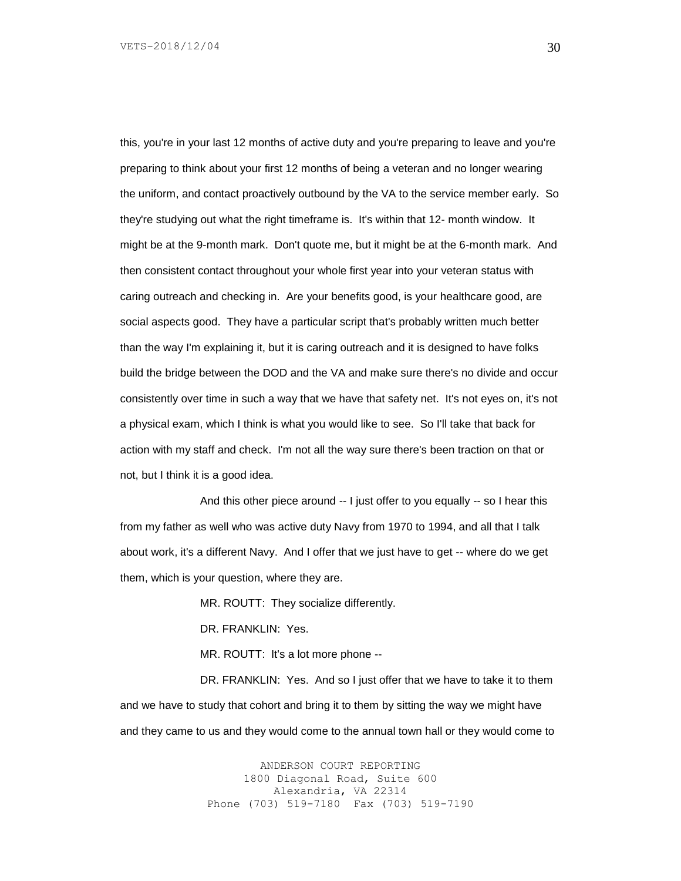this, you're in your last 12 months of active duty and you're preparing to leave and you're preparing to think about your first 12 months of being a veteran and no longer wearing the uniform, and contact proactively outbound by the VA to the service member early. So they're studying out what the right timeframe is. It's within that 12- month window. It might be at the 9-month mark. Don't quote me, but it might be at the 6-month mark. And then consistent contact throughout your whole first year into your veteran status with caring outreach and checking in. Are your benefits good, is your healthcare good, are social aspects good. They have a particular script that's probably written much better than the way I'm explaining it, but it is caring outreach and it is designed to have folks build the bridge between the DOD and the VA and make sure there's no divide and occur consistently over time in such a way that we have that safety net. It's not eyes on, it's not a physical exam, which I think is what you would like to see. So I'll take that back for action with my staff and check. I'm not all the way sure there's been traction on that or not, but I think it is a good idea.

And this other piece around -- I just offer to you equally -- so I hear this from my father as well who was active duty Navy from 1970 to 1994, and all that I talk about work, it's a different Navy. And I offer that we just have to get -- where do we get them, which is your question, where they are.

MR. ROUTT: They socialize differently.

DR. FRANKLIN: Yes.

MR. ROUTT: It's a lot more phone --

DR. FRANKLIN: Yes. And so I just offer that we have to take it to them and we have to study that cohort and bring it to them by sitting the way we might have and they came to us and they would come to the annual town hall or they would come to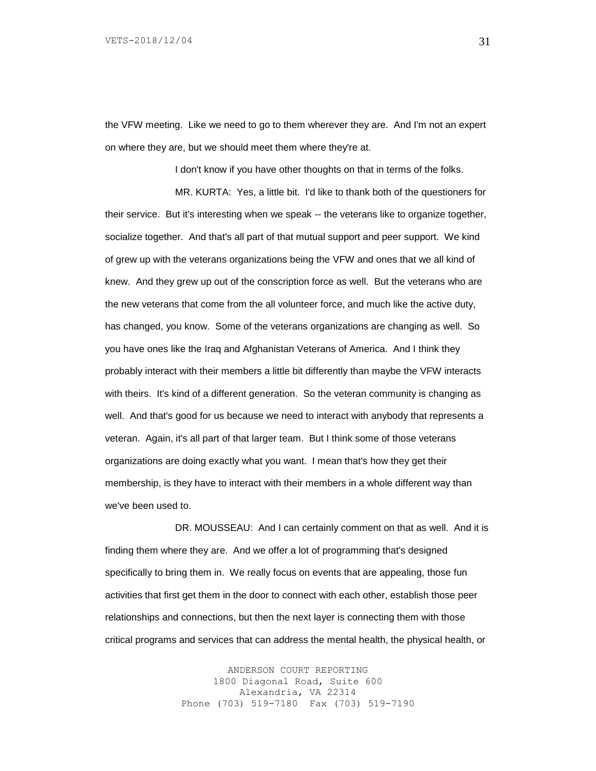the VFW meeting. Like we need to go to them wherever they are. And I'm not an expert on where they are, but we should meet them where they're at.

I don't know if you have other thoughts on that in terms of the folks.

MR. KURTA: Yes, a little bit. I'd like to thank both of the questioners for their service. But it's interesting when we speak -- the veterans like to organize together, socialize together. And that's all part of that mutual support and peer support. We kind of grew up with the veterans organizations being the VFW and ones that we all kind of knew. And they grew up out of the conscription force as well. But the veterans who are the new veterans that come from the all volunteer force, and much like the active duty, has changed, you know. Some of the veterans organizations are changing as well. So you have ones like the Iraq and Afghanistan Veterans of America. And I think they probably interact with their members a little bit differently than maybe the VFW interacts with theirs. It's kind of a different generation. So the veteran community is changing as well. And that's good for us because we need to interact with anybody that represents a veteran. Again, it's all part of that larger team. But I think some of those veterans organizations are doing exactly what you want. I mean that's how they get their membership, is they have to interact with their members in a whole different way than we've been used to.

DR. MOUSSEAU: And I can certainly comment on that as well. And it is finding them where they are. And we offer a lot of programming that's designed specifically to bring them in. We really focus on events that are appealing, those fun activities that first get them in the door to connect with each other, establish those peer relationships and connections, but then the next layer is connecting them with those critical programs and services that can address the mental health, the physical health, or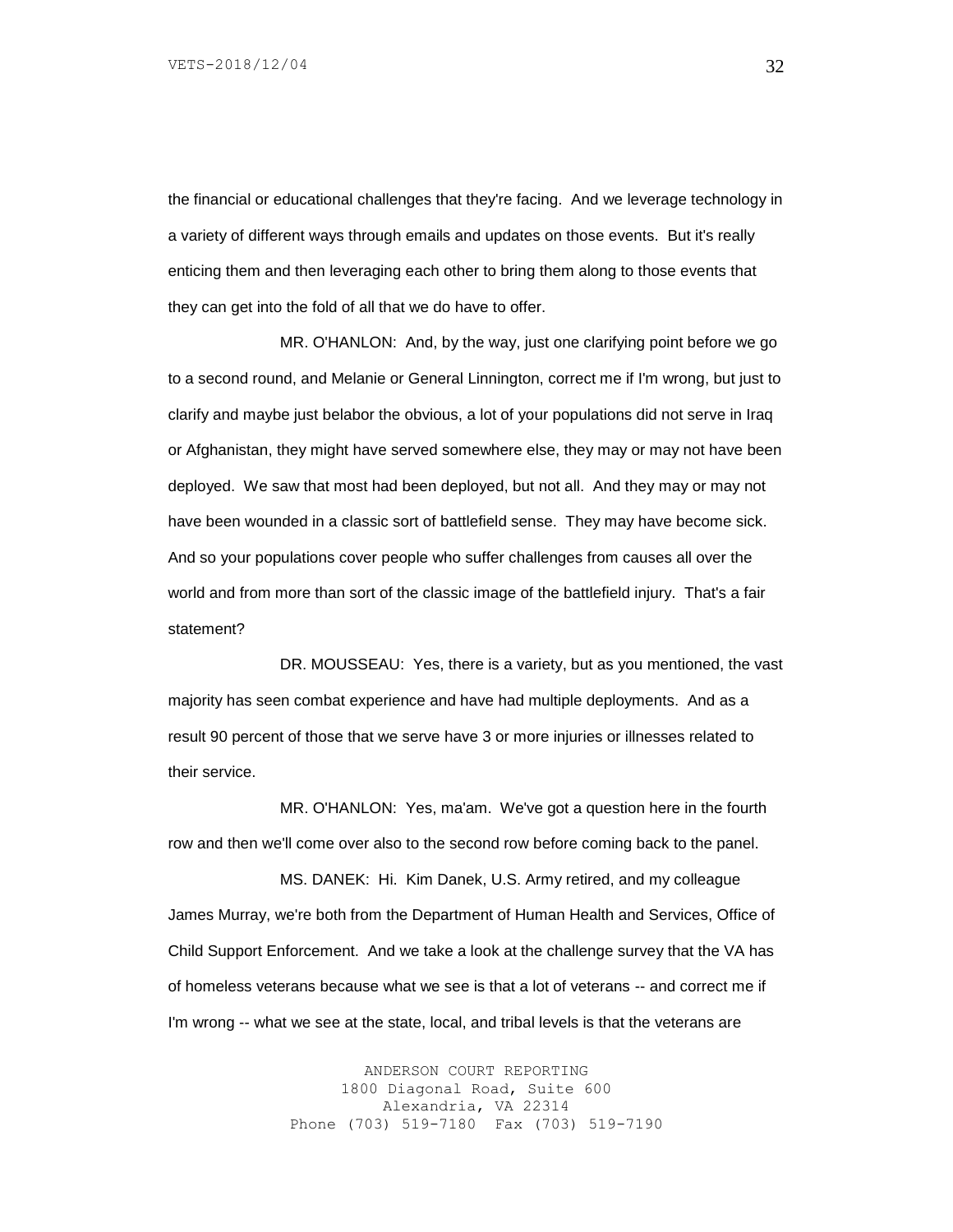the financial or educational challenges that they're facing. And we leverage technology in a variety of different ways through emails and updates on those events. But it's really enticing them and then leveraging each other to bring them along to those events that they can get into the fold of all that we do have to offer.

MR. O'HANLON: And, by the way, just one clarifying point before we go to a second round, and Melanie or General Linnington, correct me if I'm wrong, but just to clarify and maybe just belabor the obvious, a lot of your populations did not serve in Iraq or Afghanistan, they might have served somewhere else, they may or may not have been deployed. We saw that most had been deployed, but not all. And they may or may not have been wounded in a classic sort of battlefield sense. They may have become sick. And so your populations cover people who suffer challenges from causes all over the world and from more than sort of the classic image of the battlefield injury. That's a fair statement?

DR. MOUSSEAU: Yes, there is a variety, but as you mentioned, the vast majority has seen combat experience and have had multiple deployments. And as a result 90 percent of those that we serve have 3 or more injuries or illnesses related to their service.

MR. O'HANLON: Yes, ma'am. We've got a question here in the fourth row and then we'll come over also to the second row before coming back to the panel.

MS. DANEK: Hi. Kim Danek, U.S. Army retired, and my colleague James Murray, we're both from the Department of Human Health and Services, Office of Child Support Enforcement. And we take a look at the challenge survey that the VA has of homeless veterans because what we see is that a lot of veterans -- and correct me if I'm wrong -- what we see at the state, local, and tribal levels is that the veterans are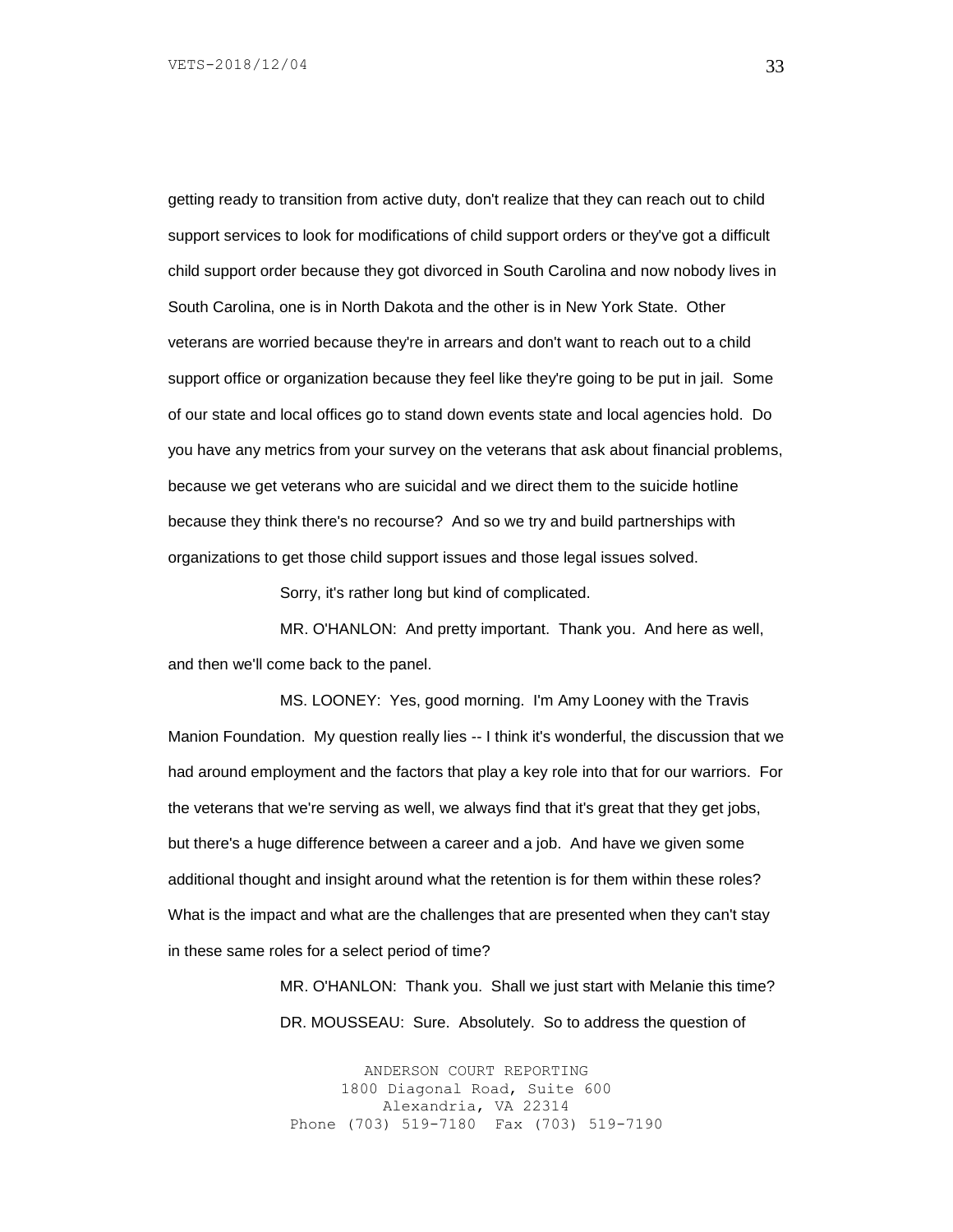getting ready to transition from active duty, don't realize that they can reach out to child support services to look for modifications of child support orders or they've got a difficult child support order because they got divorced in South Carolina and now nobody lives in South Carolina, one is in North Dakota and the other is in New York State. Other veterans are worried because they're in arrears and don't want to reach out to a child support office or organization because they feel like they're going to be put in jail. Some of our state and local offices go to stand down events state and local agencies hold. Do you have any metrics from your survey on the veterans that ask about financial problems, because we get veterans who are suicidal and we direct them to the suicide hotline because they think there's no recourse? And so we try and build partnerships with organizations to get those child support issues and those legal issues solved.

Sorry, it's rather long but kind of complicated.

MR. O'HANLON: And pretty important. Thank you. And here as well, and then we'll come back to the panel.

MS. LOONEY: Yes, good morning. I'm Amy Looney with the Travis Manion Foundation. My question really lies -- I think it's wonderful, the discussion that we had around employment and the factors that play a key role into that for our warriors. For the veterans that we're serving as well, we always find that it's great that they get jobs, but there's a huge difference between a career and a job. And have we given some additional thought and insight around what the retention is for them within these roles? What is the impact and what are the challenges that are presented when they can't stay in these same roles for a select period of time?

MR. O'HANLON: Thank you. Shall we just start with Melanie this time?

DR. MOUSSEAU: Sure. Absolutely. So to address the question of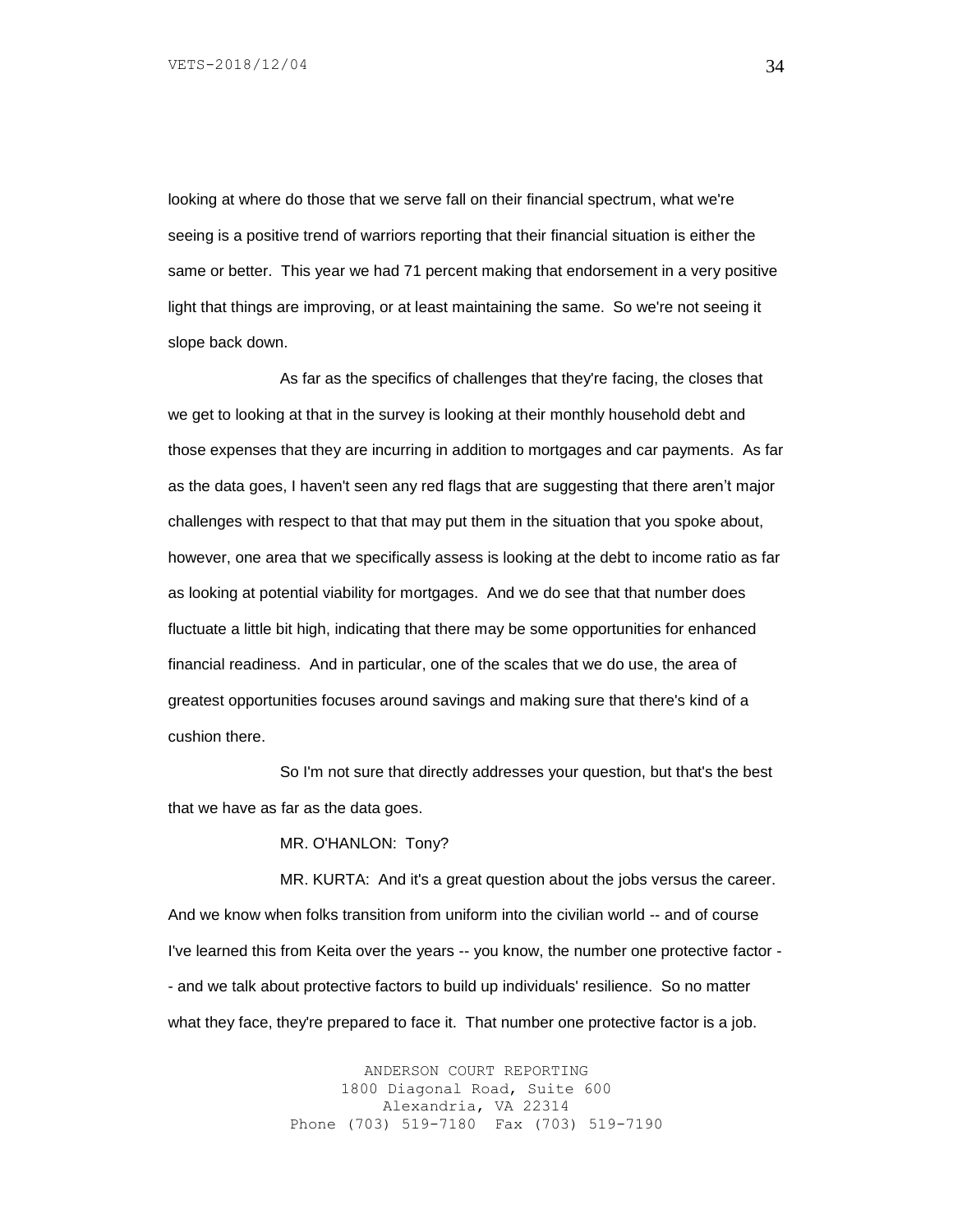looking at where do those that we serve fall on their financial spectrum, what we're seeing is a positive trend of warriors reporting that their financial situation is either the same or better. This year we had 71 percent making that endorsement in a very positive light that things are improving, or at least maintaining the same. So we're not seeing it slope back down.

As far as the specifics of challenges that they're facing, the closes that we get to looking at that in the survey is looking at their monthly household debt and those expenses that they are incurring in addition to mortgages and car payments. As far as the data goes, I haven't seen any red flags that are suggesting that there aren't major challenges with respect to that that may put them in the situation that you spoke about, however, one area that we specifically assess is looking at the debt to income ratio as far as looking at potential viability for mortgages. And we do see that that number does fluctuate a little bit high, indicating that there may be some opportunities for enhanced financial readiness. And in particular, one of the scales that we do use, the area of greatest opportunities focuses around savings and making sure that there's kind of a cushion there.

So I'm not sure that directly addresses your question, but that's the best that we have as far as the data goes.

MR. O'HANLON: Tony?

MR. KURTA: And it's a great question about the jobs versus the career. And we know when folks transition from uniform into the civilian world -- and of course I've learned this from Keita over the years -- you know, the number one protective factor -- and we talk about protective factors to build up individuals' resilience. So no matter what they face, they're prepared to face it. That number one protective factor is a job.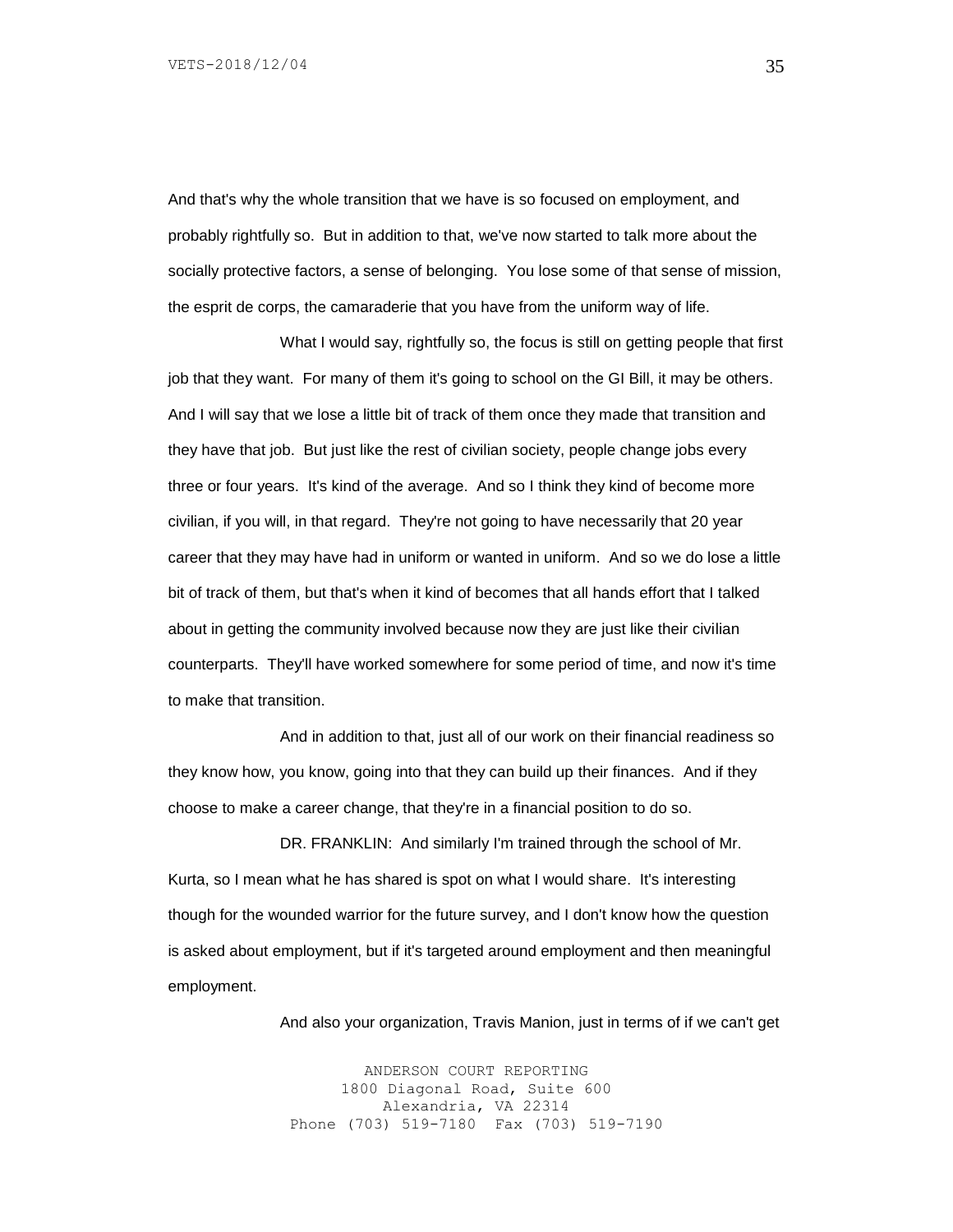And that's why the whole transition that we have is so focused on employment, and probably rightfully so. But in addition to that, we've now started to talk more about the socially protective factors, a sense of belonging. You lose some of that sense of mission, the esprit de corps, the camaraderie that you have from the uniform way of life.

What I would say, rightfully so, the focus is still on getting people that first job that they want. For many of them it's going to school on the GI Bill, it may be others. And I will say that we lose a little bit of track of them once they made that transition and they have that job. But just like the rest of civilian society, people change jobs every three or four years. It's kind of the average. And so I think they kind of become more civilian, if you will, in that regard. They're not going to have necessarily that 20 year career that they may have had in uniform or wanted in uniform. And so we do lose a little bit of track of them, but that's when it kind of becomes that all hands effort that I talked about in getting the community involved because now they are just like their civilian counterparts. They'll have worked somewhere for some period of time, and now it's time to make that transition.

And in addition to that, just all of our work on their financial readiness so they know how, you know, going into that they can build up their finances. And if they choose to make a career change, that they're in a financial position to do so.

DR. FRANKLIN: And similarly I'm trained through the school of Mr. Kurta, so I mean what he has shared is spot on what I would share. It's interesting though for the wounded warrior for the future survey, and I don't know how the question is asked about employment, but if it's targeted around employment and then meaningful employment.

And also your organization, Travis Manion, just in terms of if we can't get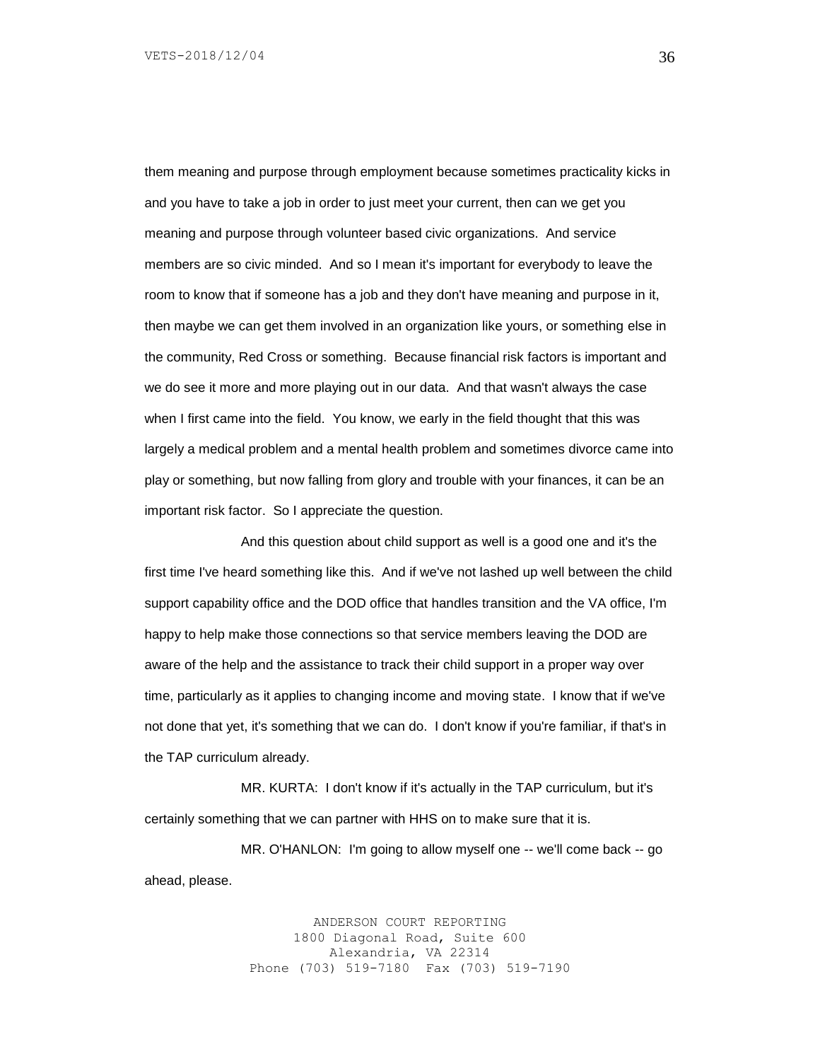them meaning and purpose through employment because sometimes practicality kicks in and you have to take a job in order to just meet your current, then can we get you meaning and purpose through volunteer based civic organizations. And service members are so civic minded. And so I mean it's important for everybody to leave the room to know that if someone has a job and they don't have meaning and purpose in it, then maybe we can get them involved in an organization like yours, or something else in the community, Red Cross or something. Because financial risk factors is important and we do see it more and more playing out in our data. And that wasn't always the case when I first came into the field. You know, we early in the field thought that this was largely a medical problem and a mental health problem and sometimes divorce came into play or something, but now falling from glory and trouble with your finances, it can be an important risk factor. So I appreciate the question.

And this question about child support as well is a good one and it's the first time I've heard something like this. And if we've not lashed up well between the child support capability office and the DOD office that handles transition and the VA office, I'm happy to help make those connections so that service members leaving the DOD are aware of the help and the assistance to track their child support in a proper way over time, particularly as it applies to changing income and moving state. I know that if we've not done that yet, it's something that we can do. I don't know if you're familiar, if that's in the TAP curriculum already.

MR. KURTA: I don't know if it's actually in the TAP curriculum, but it's certainly something that we can partner with HHS on to make sure that it is.

MR. O'HANLON: I'm going to allow myself one -- we'll come back -- go ahead, please.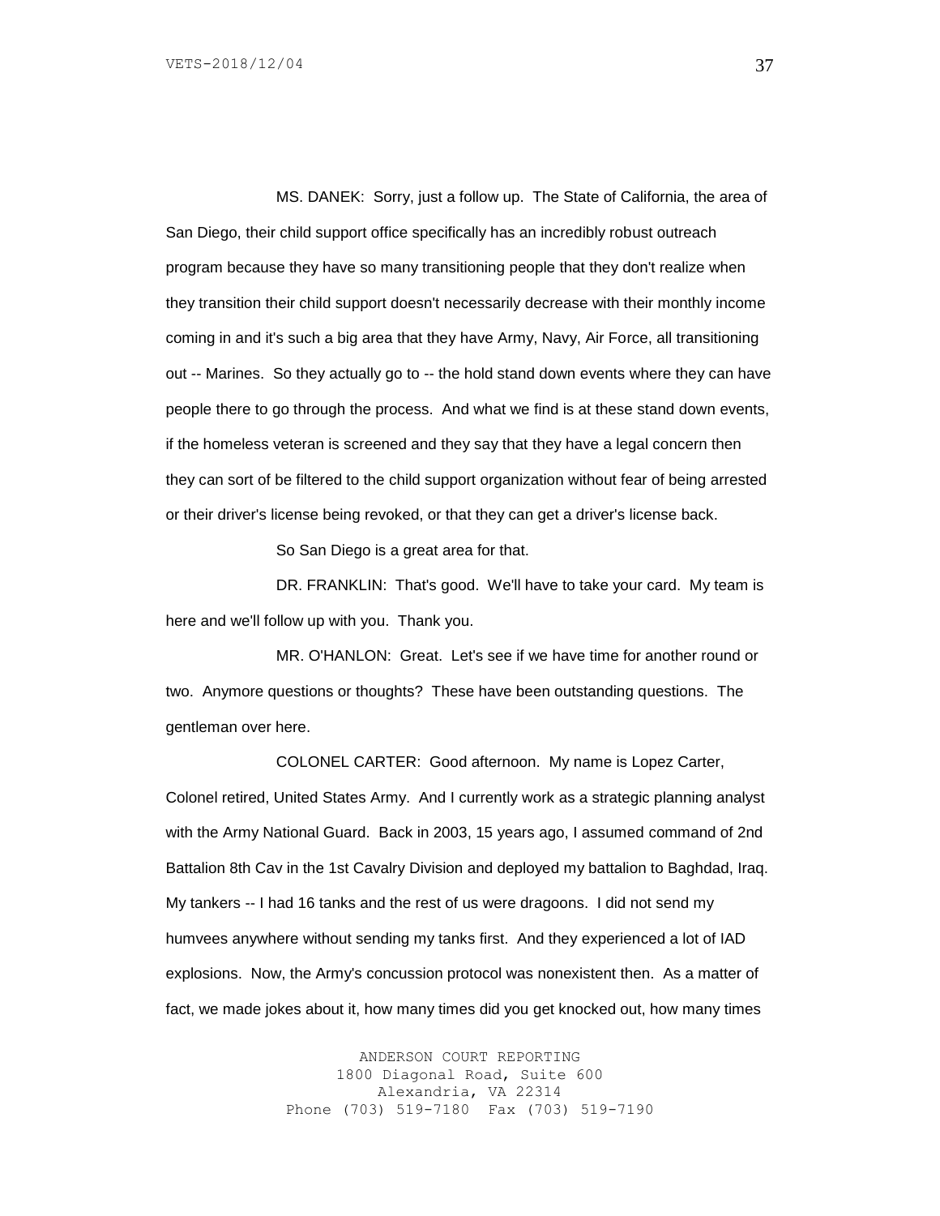MS. DANEK: Sorry, just a follow up. The State of California, the area of San Diego, their child support office specifically has an incredibly robust outreach program because they have so many transitioning people that they don't realize when they transition their child support doesn't necessarily decrease with their monthly income coming in and it's such a big area that they have Army, Navy, Air Force, all transitioning out -- Marines. So they actually go to -- the hold stand down events where they can have people there to go through the process. And what we find is at these stand down events, if the homeless veteran is screened and they say that they have a legal concern then they can sort of be filtered to the child support organization without fear of being arrested or their driver's license being revoked, or that they can get a driver's license back.

So San Diego is a great area for that.

DR. FRANKLIN: That's good. We'll have to take your card. My team is here and we'll follow up with you. Thank you.

MR. O'HANLON: Great. Let's see if we have time for another round or two. Anymore questions or thoughts? These have been outstanding questions. The gentleman over here.

COLONEL CARTER: Good afternoon. My name is Lopez Carter, Colonel retired, United States Army. And I currently work as a strategic planning analyst with the Army National Guard. Back in 2003, 15 years ago, I assumed command of 2nd Battalion 8th Cav in the 1st Cavalry Division and deployed my battalion to Baghdad, Iraq. My tankers -- I had 16 tanks and the rest of us were dragoons. I did not send my humvees anywhere without sending my tanks first. And they experienced a lot of IAD explosions. Now, the Army's concussion protocol was nonexistent then. As a matter of fact, we made jokes about it, how many times did you get knocked out, how many times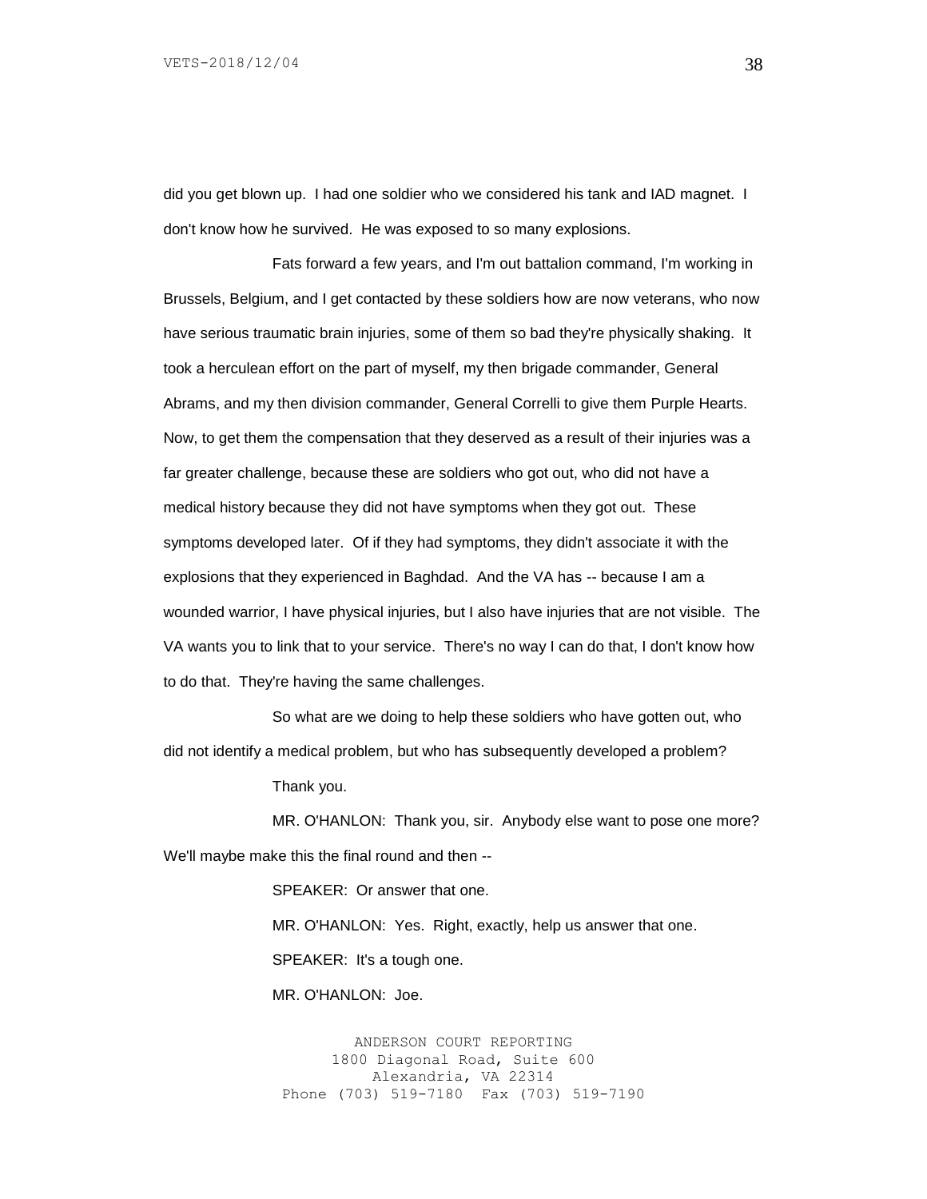did you get blown up. I had one soldier who we considered his tank and IAD magnet. I don't know how he survived. He was exposed to so many explosions.

Fats forward a few years, and I'm out battalion command, I'm working in Brussels, Belgium, and I get contacted by these soldiers how are now veterans, who now have serious traumatic brain injuries, some of them so bad they're physically shaking. It took a herculean effort on the part of myself, my then brigade commander, General Abrams, and my then division commander, General Correlli to give them Purple Hearts. Now, to get them the compensation that they deserved as a result of their injuries was a far greater challenge, because these are soldiers who got out, who did not have a medical history because they did not have symptoms when they got out. These symptoms developed later. Of if they had symptoms, they didn't associate it with the explosions that they experienced in Baghdad. And the VA has -- because I am a wounded warrior, I have physical injuries, but I also have injuries that are not visible. The VA wants you to link that to your service. There's no way I can do that, I don't know how to do that. They're having the same challenges.

So what are we doing to help these soldiers who have gotten out, who did not identify a medical problem, but who has subsequently developed a problem?

Thank you.

MR. O'HANLON: Thank you, sir. Anybody else want to pose one more? We'll maybe make this the final round and then --

SPEAKER: Or answer that one.

MR. O'HANLON: Yes. Right, exactly, help us answer that one.

SPEAKER: It's a tough one.

MR. O'HANLON: Joe.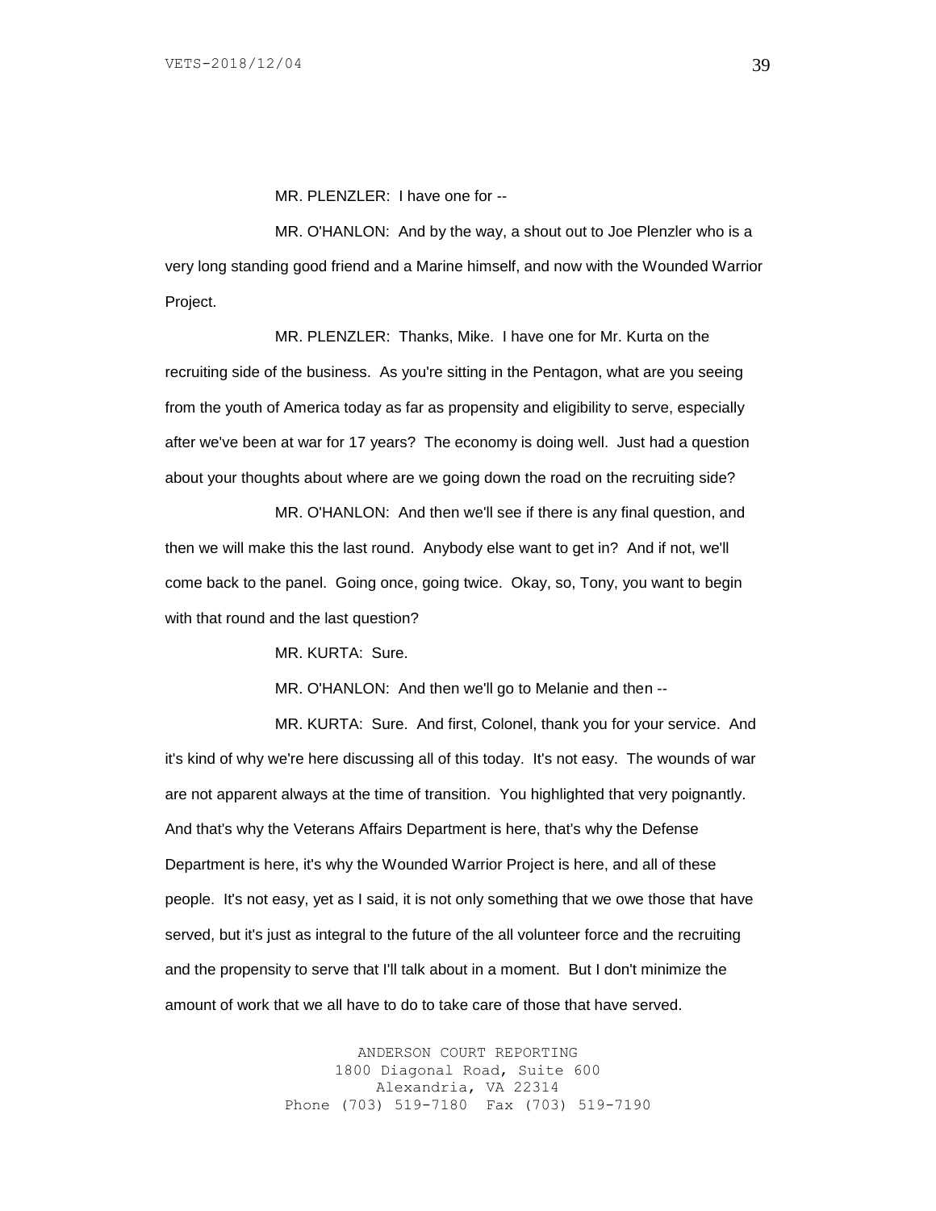MR. PLENZLER: I have one for --

MR. O'HANLON: And by the way, a shout out to Joe Plenzler who is a very long standing good friend and a Marine himself, and now with the Wounded Warrior Project.

MR. PLENZLER: Thanks, Mike. I have one for Mr. Kurta on the recruiting side of the business. As you're sitting in the Pentagon, what are you seeing from the youth of America today as far as propensity and eligibility to serve, especially after we've been at war for 17 years? The economy is doing well. Just had a question about your thoughts about where are we going down the road on the recruiting side?

MR. O'HANLON: And then we'll see if there is any final question, and then we will make this the last round. Anybody else want to get in? And if not, we'll come back to the panel. Going once, going twice. Okay, so, Tony, you want to begin with that round and the last question?

MR. KURTA: Sure.

MR. O'HANLON: And then we'll go to Melanie and then --

MR. KURTA: Sure. And first, Colonel, thank you for your service. And it's kind of why we're here discussing all of this today. It's not easy. The wounds of war are not apparent always at the time of transition. You highlighted that very poignantly. And that's why the Veterans Affairs Department is here, that's why the Defense Department is here, it's why the Wounded Warrior Project is here, and all of these people. It's not easy, yet as I said, it is not only something that we owe those that have served, but it's just as integral to the future of the all volunteer force and the recruiting and the propensity to serve that I'll talk about in a moment. But I don't minimize the amount of work that we all have to do to take care of those that have served.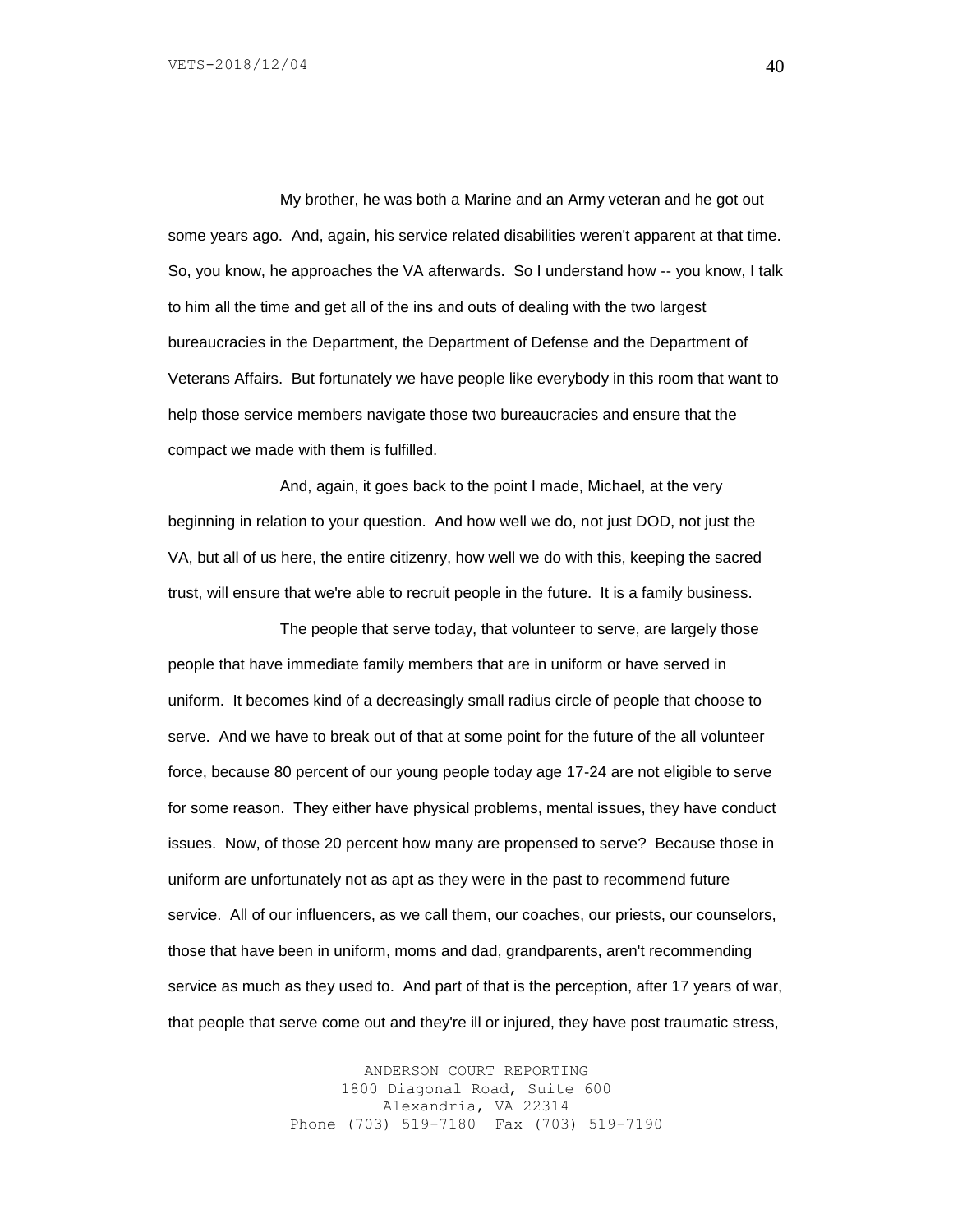My brother, he was both a Marine and an Army veteran and he got out some years ago. And, again, his service related disabilities weren't apparent at that time. So, you know, he approaches the VA afterwards. So I understand how -- you know, I talk to him all the time and get all of the ins and outs of dealing with the two largest bureaucracies in the Department, the Department of Defense and the Department of Veterans Affairs. But fortunately we have people like everybody in this room that want to help those service members navigate those two bureaucracies and ensure that the compact we made with them is fulfilled.

And, again, it goes back to the point I made, Michael, at the very beginning in relation to your question. And how well we do, not just DOD, not just the VA, but all of us here, the entire citizenry, how well we do with this, keeping the sacred trust, will ensure that we're able to recruit people in the future. It is a family business.

The people that serve today, that volunteer to serve, are largely those people that have immediate family members that are in uniform or have served in uniform. It becomes kind of a decreasingly small radius circle of people that choose to serve. And we have to break out of that at some point for the future of the all volunteer force, because 80 percent of our young people today age 17-24 are not eligible to serve for some reason. They either have physical problems, mental issues, they have conduct issues. Now, of those 20 percent how many are propensed to serve? Because those in uniform are unfortunately not as apt as they were in the past to recommend future service. All of our influencers, as we call them, our coaches, our priests, our counselors, those that have been in uniform, moms and dad, grandparents, aren't recommending service as much as they used to. And part of that is the perception, after 17 years of war, that people that serve come out and they're ill or injured, they have post traumatic stress,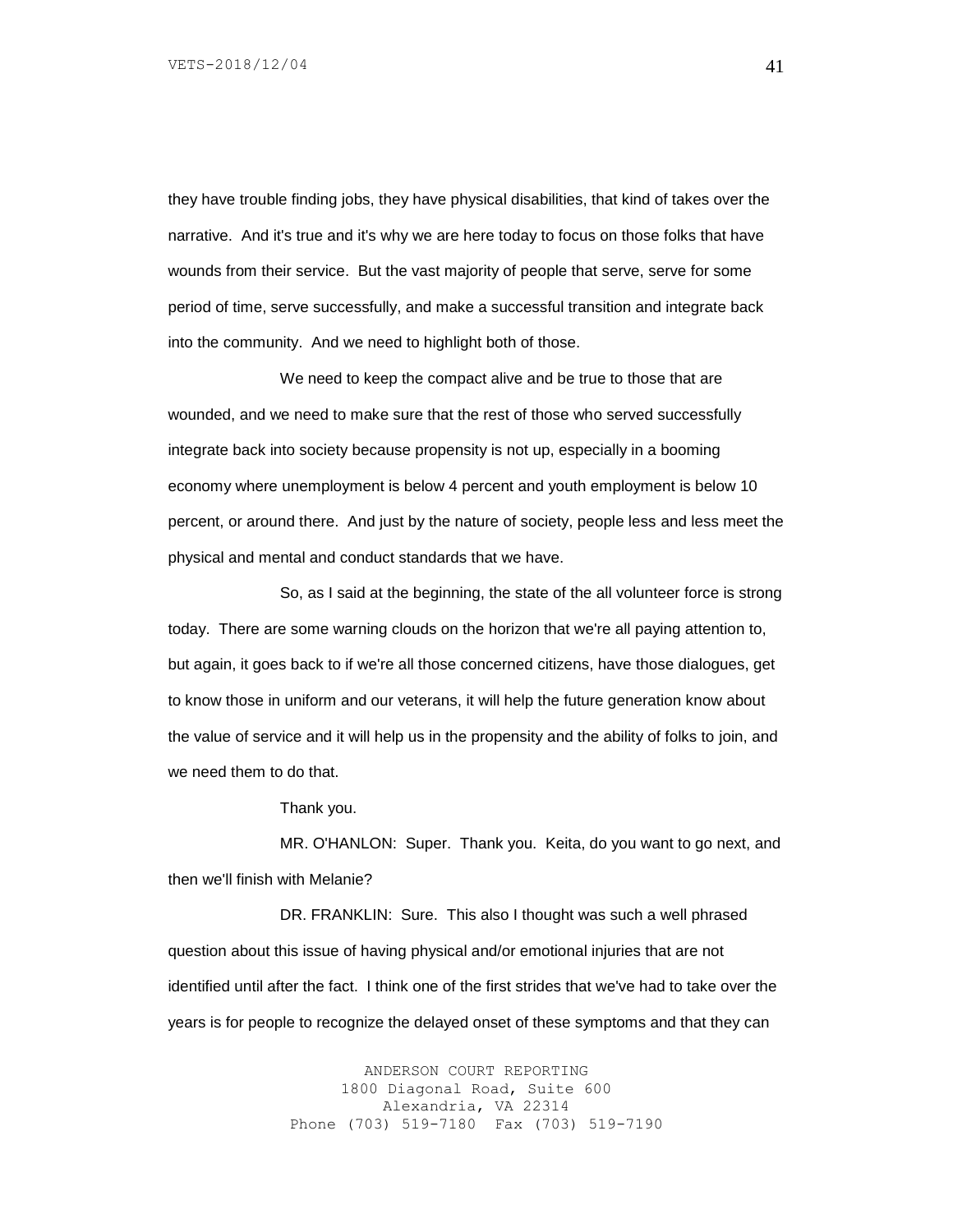they have trouble finding jobs, they have physical disabilities, that kind of takes over the narrative. And it's true and it's why we are here today to focus on those folks that have wounds from their service. But the vast majority of people that serve, serve for some period of time, serve successfully, and make a successful transition and integrate back into the community. And we need to highlight both of those.

We need to keep the compact alive and be true to those that are wounded, and we need to make sure that the rest of those who served successfully integrate back into society because propensity is not up, especially in a booming economy where unemployment is below 4 percent and youth employment is below 10 percent, or around there. And just by the nature of society, people less and less meet the physical and mental and conduct standards that we have.

So, as I said at the beginning, the state of the all volunteer force is strong today. There are some warning clouds on the horizon that we're all paying attention to, but again, it goes back to if we're all those concerned citizens, have those dialogues, get to know those in uniform and our veterans, it will help the future generation know about the value of service and it will help us in the propensity and the ability of folks to join, and we need them to do that.

Thank you.

MR. O'HANLON: Super. Thank you. Keita, do you want to go next, and then we'll finish with Melanie?

DR. FRANKLIN: Sure. This also I thought was such a well phrased question about this issue of having physical and/or emotional injuries that are not identified until after the fact. I think one of the first strides that we've had to take over the years is for people to recognize the delayed onset of these symptoms and that they can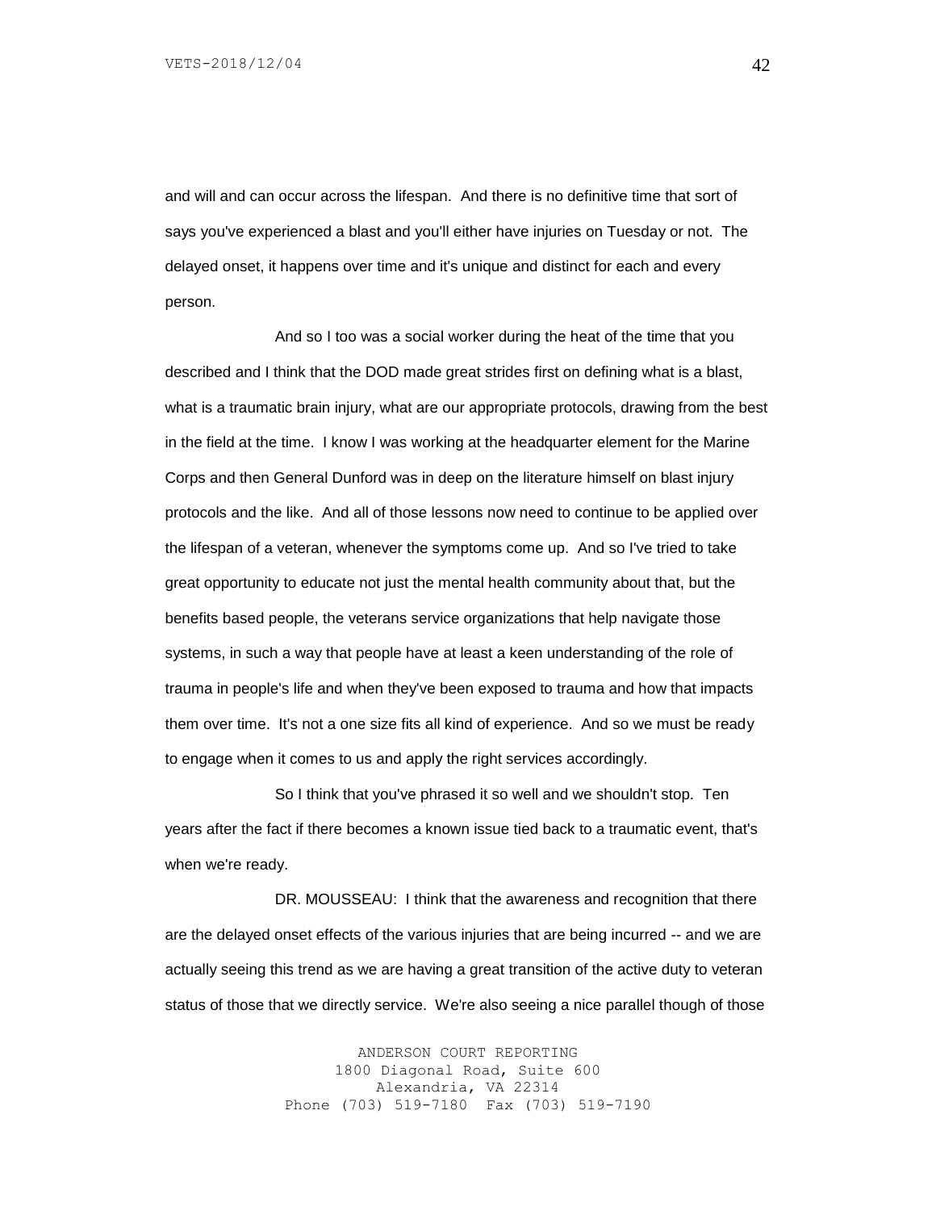and will and can occur across the lifespan. And there is no definitive time that sort of says you've experienced a blast and you'll either have injuries on Tuesday or not. The delayed onset, it happens over time and it's unique and distinct for each and every person.

And so I too was a social worker during the heat of the time that you described and I think that the DOD made great strides first on defining what is a blast, what is a traumatic brain injury, what are our appropriate protocols, drawing from the best in the field at the time. I know I was working at the headquarter element for the Marine Corps and then General Dunford was in deep on the literature himself on blast injury protocols and the like. And all of those lessons now need to continue to be applied over the lifespan of a veteran, whenever the symptoms come up. And so I've tried to take great opportunity to educate not just the mental health community about that, but the benefits based people, the veterans service organizations that help navigate those systems, in such a way that people have at least a keen understanding of the role of trauma in people's life and when they've been exposed to trauma and how that impacts them over time. It's not a one size fits all kind of experience. And so we must be ready to engage when it comes to us and apply the right services accordingly.

So I think that you've phrased it so well and we shouldn't stop. Ten years after the fact if there becomes a known issue tied back to a traumatic event, that's when we're ready.

DR. MOUSSEAU: I think that the awareness and recognition that there are the delayed onset effects of the various injuries that are being incurred -- and we are actually seeing this trend as we are having a great transition of the active duty to veteran status of those that we directly service. We're also seeing a nice parallel though of those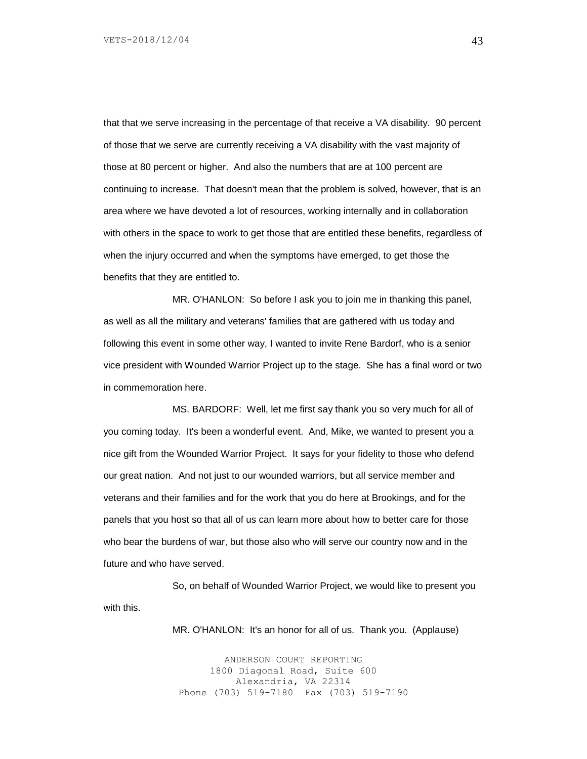that that we serve increasing in the percentage of that receive a VA disability. 90 percent of those that we serve are currently receiving a VA disability with the vast majority of those at 80 percent or higher. And also the numbers that are at 100 percent are continuing to increase. That doesn't mean that the problem is solved, however, that is an area where we have devoted a lot of resources, working internally and in collaboration with others in the space to work to get those that are entitled these benefits, regardless of when the injury occurred and when the symptoms have emerged, to get those the benefits that they are entitled to.

MR. O'HANLON: So before I ask you to join me in thanking this panel, as well as all the military and veterans' families that are gathered with us today and following this event in some other way, I wanted to invite Rene Bardorf, who is a senior vice president with Wounded Warrior Project up to the stage. She has a final word or two in commemoration here.

MS. BARDORF: Well, let me first say thank you so very much for all of you coming today. It's been a wonderful event. And, Mike, we wanted to present you a nice gift from the Wounded Warrior Project. It says for your fidelity to those who defend our great nation. And not just to our wounded warriors, but all service member and veterans and their families and for the work that you do here at Brookings, and for the panels that you host so that all of us can learn more about how to better care for those who bear the burdens of war, but those also who will serve our country now and in the future and who have served.

So, on behalf of Wounded Warrior Project, we would like to present you with this.

MR. O'HANLON: It's an honor for all of us. Thank you. (Applause)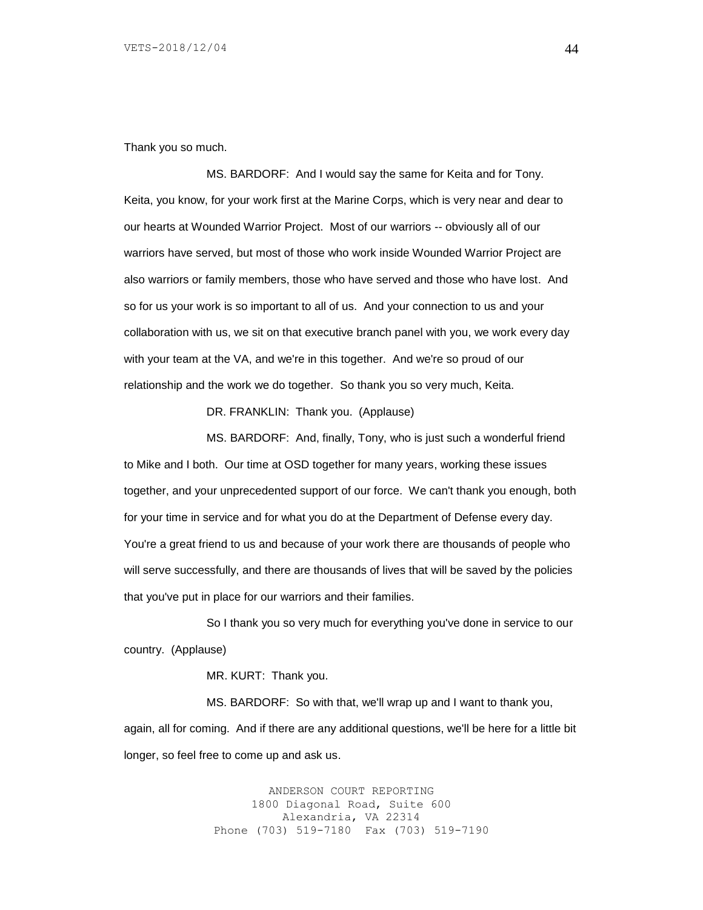Thank you so much.

MS. BARDORF: And I would say the same for Keita and for Tony. Keita, you know, for your work first at the Marine Corps, which is very near and dear to our hearts at Wounded Warrior Project. Most of our warriors -- obviously all of our warriors have served, but most of those who work inside Wounded Warrior Project are also warriors or family members, those who have served and those who have lost. And so for us your work is so important to all of us. And your connection to us and your collaboration with us, we sit on that executive branch panel with you, we work every day with your team at the VA, and we're in this together. And we're so proud of our relationship and the work we do together. So thank you so very much, Keita.

DR. FRANKLIN: Thank you. (Applause)

MS. BARDORF: And, finally, Tony, who is just such a wonderful friend to Mike and I both. Our time at OSD together for many years, working these issues together, and your unprecedented support of our force. We can't thank you enough, both for your time in service and for what you do at the Department of Defense every day. You're a great friend to us and because of your work there are thousands of people who will serve successfully, and there are thousands of lives that will be saved by the policies that you've put in place for our warriors and their families.

So I thank you so very much for everything you've done in service to our country. (Applause)

MR. KURT: Thank you.

MS. BARDORF: So with that, we'll wrap up and I want to thank you, again, all for coming. And if there are any additional questions, we'll be here for a little bit longer, so feel free to come up and ask us.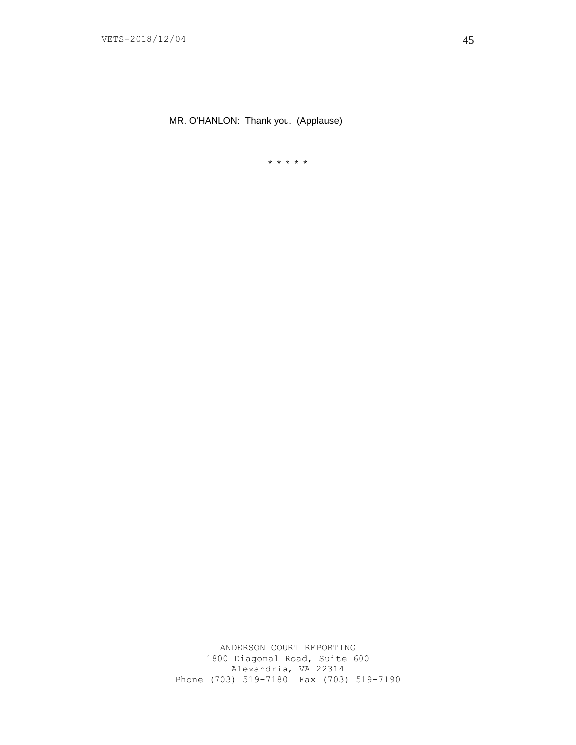MR. O'HANLON: Thank you. (Applause)

* * * * *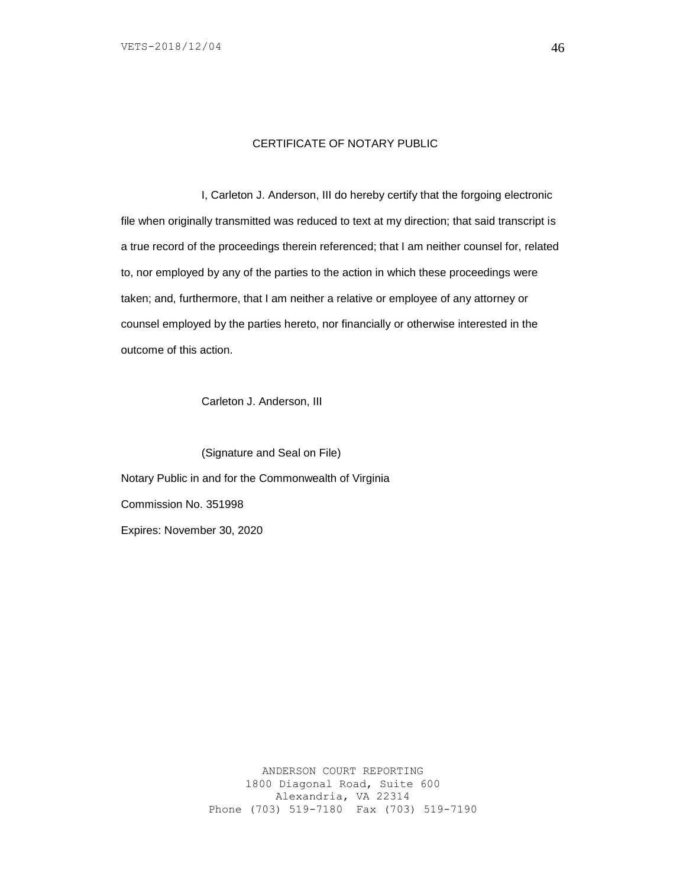## CERTIFICATE OF NOTARY PUBLIC

I, Carleton J. Anderson, III do hereby certify that the forgoing electronic file when originally transmitted was reduced to text at my direction; that said transcript is a true record of the proceedings therein referenced; that I am neither counsel for, related to, nor employed by any of the parties to the action in which these proceedings were taken; and, furthermore, that I am neither a relative or employee of any attorney or counsel employed by the parties hereto, nor financially or otherwise interested in the outcome of this action.

Carleton J. Anderson, III

(Signature and Seal on File)

Notary Public in and for the Commonwealth of Virginia

Commission No. 351998

Expires: November 30, 2020